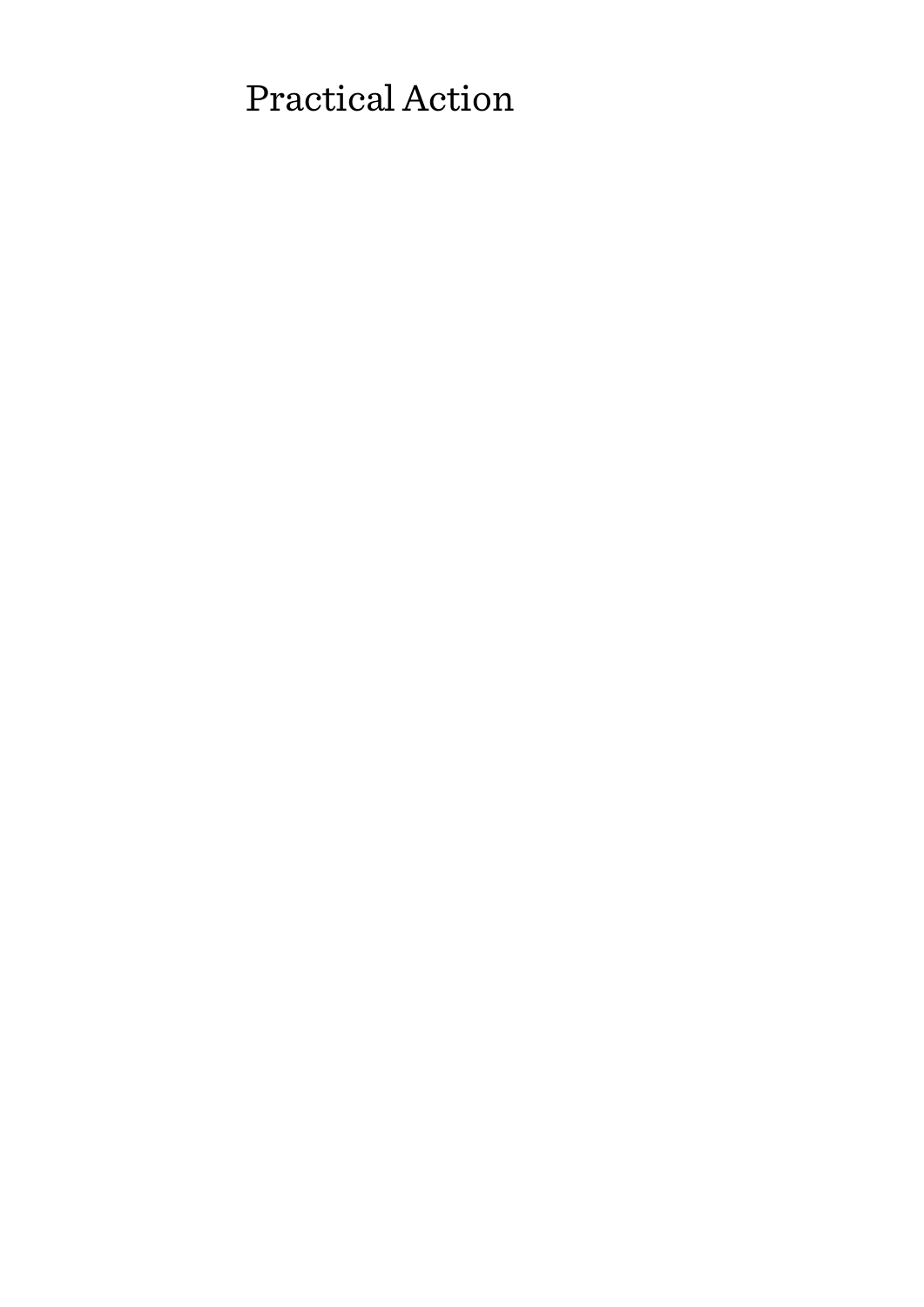Practical Action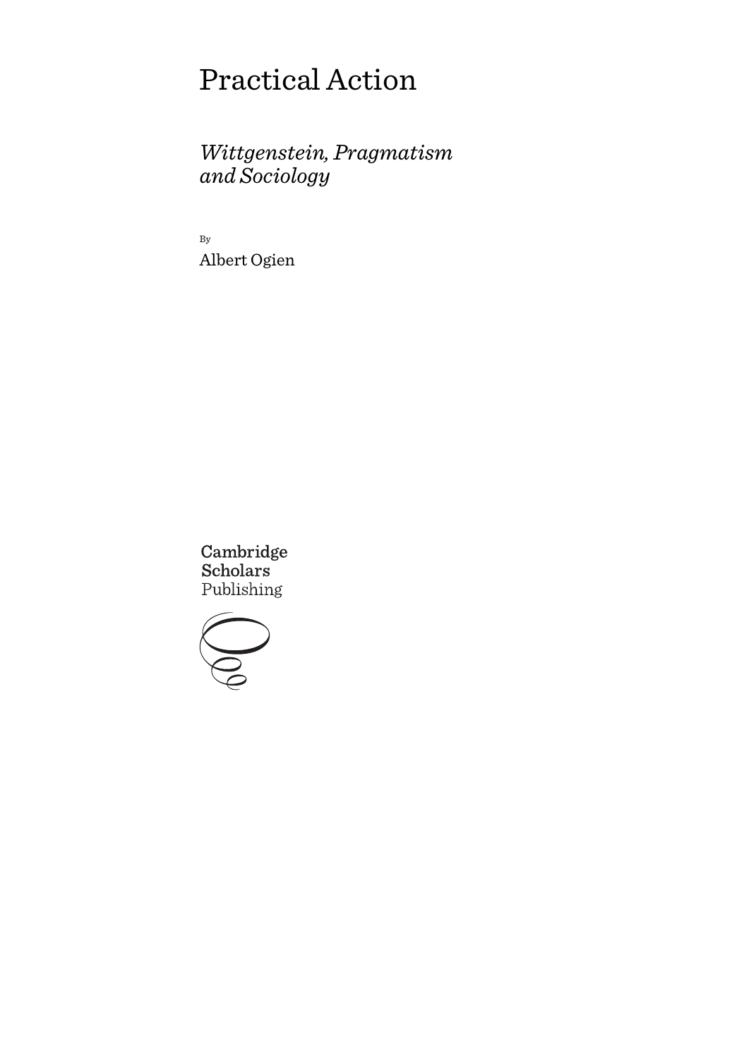# Practical Action

## *Wittgenstein, Pragmatism and Sociology*

By

Albert Ogien

Cambridge Scholars Publishing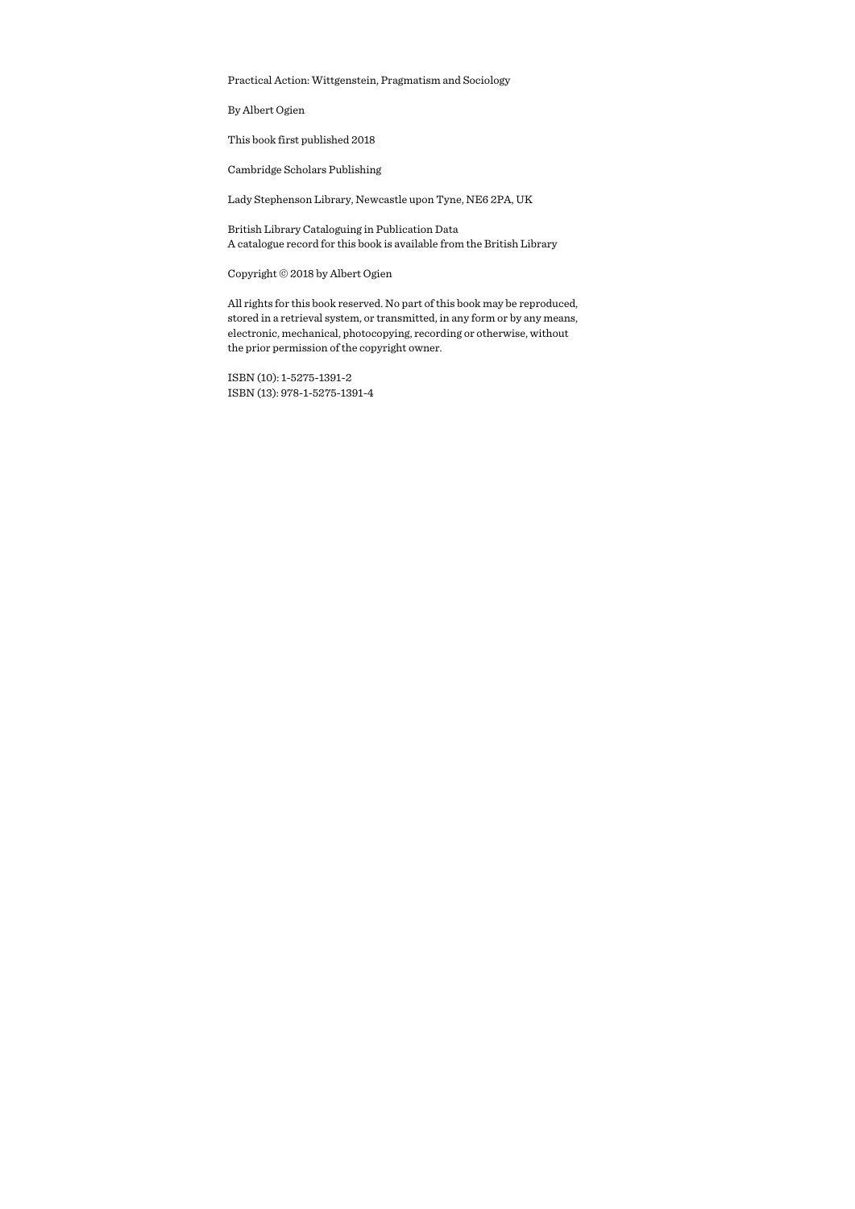Practical Action: Wittgenstein, Pragmatism and Sociology

By Albert Ogien

This book first published 2018

Cambridge Scholars Publishing

Lady Stephenson Library, Newcastle upon Tyne, NE6 2PA, UK

British Library Cataloguing in Publication Data
A catalogue record for this book is available from the British Library

Copyright © 2018 by Albert Ogien

All rights for this book reserved. No part of this book may be reproduced, stored in a retrieval system, or transmitted, in any form or by any means, electronic, mechanical, photocopying, recording or otherwise, without the prior permission of the copyright owner.

ISBN (10): 1-5275-1391-2
ISBN (13): 978-1-5275-1391-4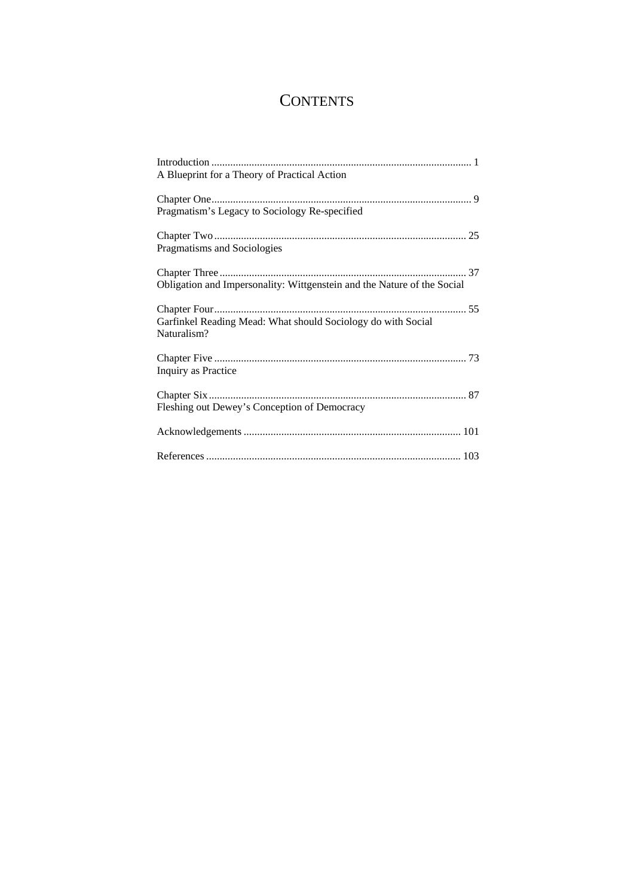# CONTENTS

Introduction ................................................................................................ 1
A Blueprint for a Theory of Practical Action

Chapter One................................................................................................ 9
Pragmatism's Legacy to Sociology Re-specified

Chapter Two ............................................................................................ 25
Pragmatisms and Sociologies

Chapter Three ........................................................................................... 37
Obligation and Impersonality: Wittgenstein and the Nature of the Social

Chapter Four............................................................................................. 55
Garfinkel Reading Mead: What should Sociology do with Social Naturalism?

Chapter Five ............................................................................................. 73
Inquiry as Practice

Chapter Six............................................................................................... 87
Fleshing out Dewey's Conception of Democracy

Acknowledgements ................................................................................ 101

References .............................................................................................. 103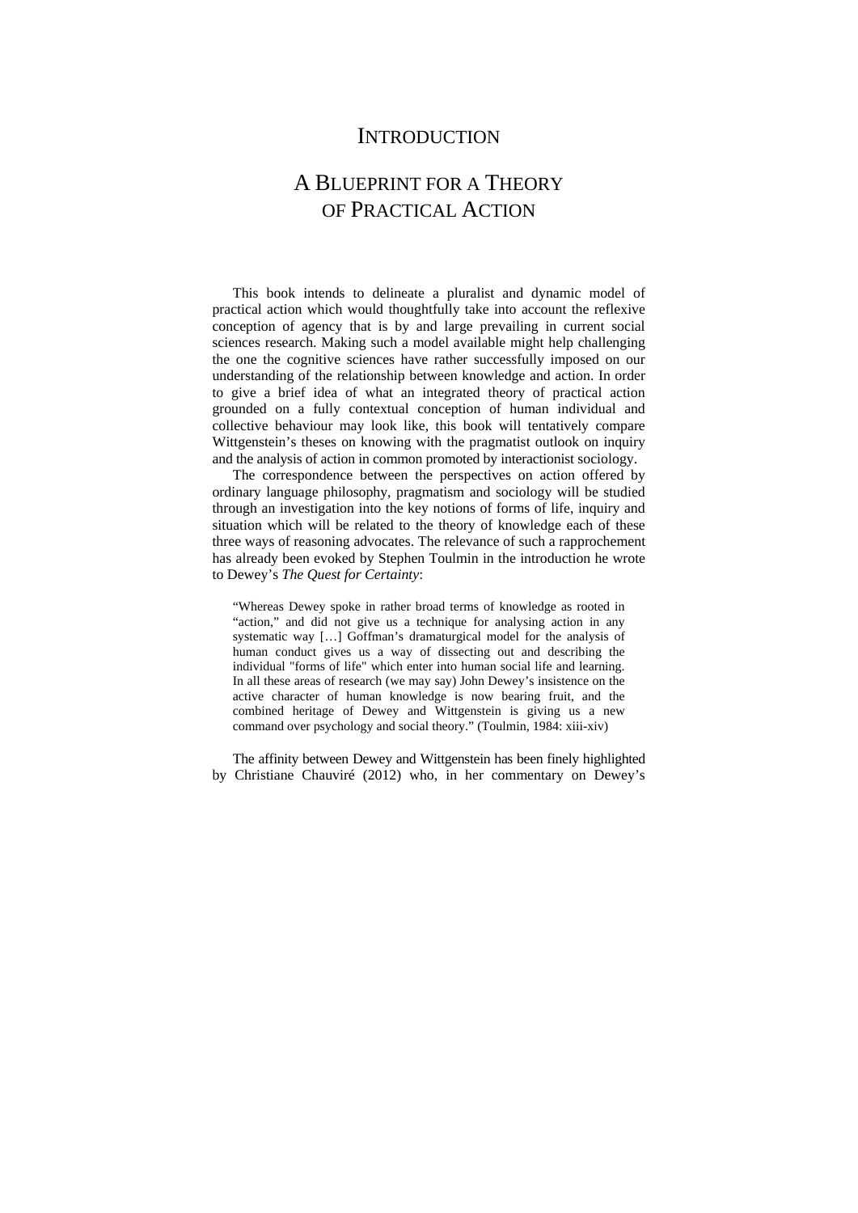# Introduction

# A Blueprint for a Theory of Practical Action

This book intends to delineate a pluralist and dynamic model of practical action which would thoughtfully take into account the reflexive conception of agency that is by and large prevailing in current social sciences research. Making such a model available might help challenging the one the cognitive sciences have rather successfully imposed on our understanding of the relationship between knowledge and action. In order to give a brief idea of what an integrated theory of practical action grounded on a fully contextual conception of human individual and collective behaviour may look like, this book will tentatively compare Wittgenstein's theses on knowing with the pragmatist outlook on inquiry and the analysis of action in common promoted by interactionist sociology.

The correspondence between the perspectives on action offered by ordinary language philosophy, pragmatism and sociology will be studied through an investigation into the key notions of forms of life, inquiry and situation which will be related to the theory of knowledge each of these three ways of reasoning advocates. The relevance of such a rapprochement has already been evoked by Stephen Toulmin in the introduction he wrote to Dewey's *The Quest for Certainty*:

> "Whereas Dewey spoke in rather broad terms of knowledge as rooted in "action," and did not give us a technique for analysing action in any systematic way […] Goffman's dramaturgical model for the analysis of human conduct gives us a way of dissecting out and describing the individual "forms of life" which enter into human social life and learning. In all these areas of research (we may say) John Dewey's insistence on the active character of human knowledge is now bearing fruit, and the combined heritage of Dewey and Wittgenstein is giving us a new command over psychology and social theory." (Toulmin, 1984: xiii-xiv)

The affinity between Dewey and Wittgenstein has been finely highlighted by Christiane Chauviré (2012) who, in her commentary on Dewey's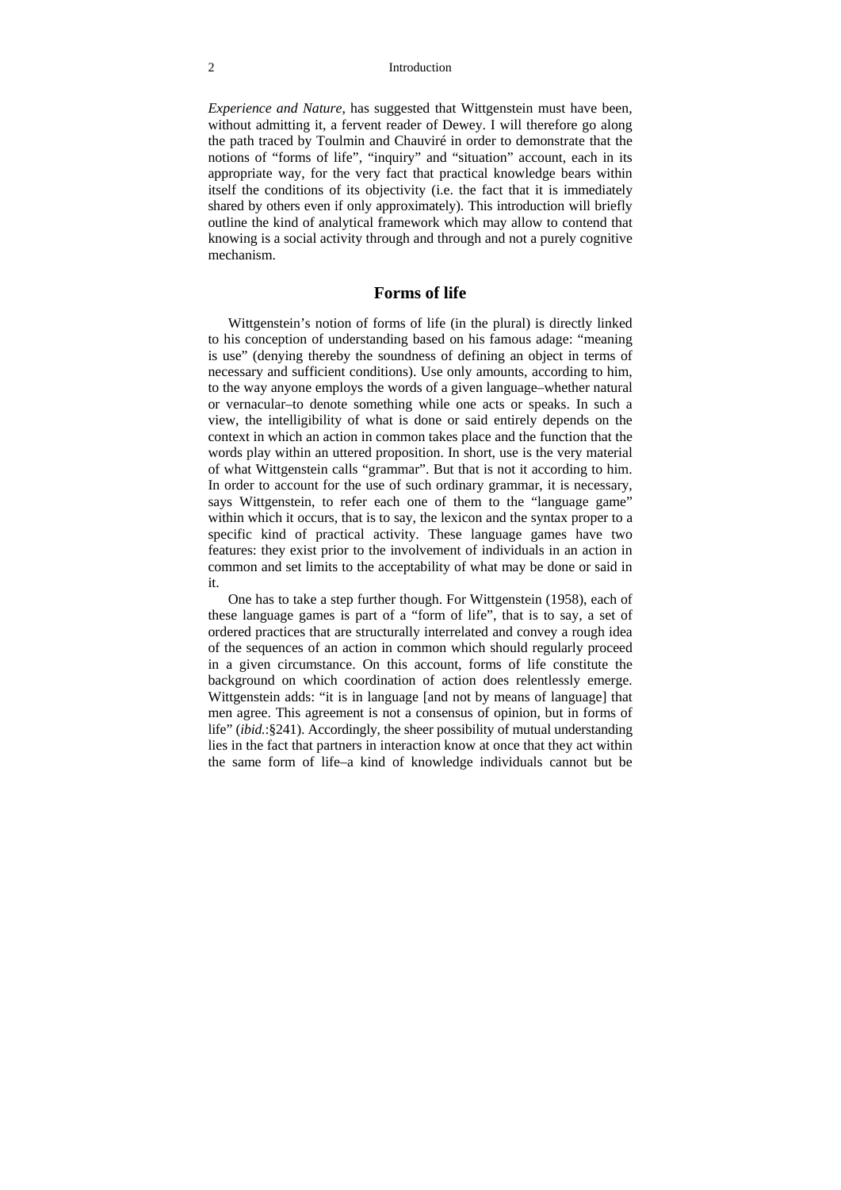*Experience and Nature*, has suggested that Wittgenstein must have been, without admitting it, a fervent reader of Dewey. I will therefore go along the path traced by Toulmin and Chauviré in order to demonstrate that the notions of "forms of life", "inquiry" and "situation" account, each in its appropriate way, for the very fact that practical knowledge bears within itself the conditions of its objectivity (i.e. the fact that it is immediately shared by others even if only approximately). This introduction will briefly outline the kind of analytical framework which may allow to contend that knowing is a social activity through and through and not a purely cognitive mechanism.

## Forms of life

Wittgenstein's notion of forms of life (in the plural) is directly linked to his conception of understanding based on his famous adage: "meaning is use" (denying thereby the soundness of defining an object in terms of necessary and sufficient conditions). Use only amounts, according to him, to the way anyone employs the words of a given language–whether natural or vernacular–to denote something while one acts or speaks. In such a view, the intelligibility of what is done or said entirely depends on the context in which an action in common takes place and the function that the words play within an uttered proposition. In short, use is the very material of what Wittgenstein calls "grammar". But that is not it according to him. In order to account for the use of such ordinary grammar, it is necessary, says Wittgenstein, to refer each one of them to the "language game" within which it occurs, that is to say, the lexicon and the syntax proper to a specific kind of practical activity. These language games have two features: they exist prior to the involvement of individuals in an action in common and set limits to the acceptability of what may be done or said in it.

One has to take a step further though. For Wittgenstein (1958), each of these language games is part of a "form of life", that is to say, a set of ordered practices that are structurally interrelated and convey a rough idea of the sequences of an action in common which should regularly proceed in a given circumstance. On this account, forms of life constitute the background on which coordination of action does relentlessly emerge. Wittgenstein adds: "it is in language [and not by means of language] that men agree. This agreement is not a consensus of opinion, but in forms of life" (*ibid.*:§241). Accordingly, the sheer possibility of mutual understanding lies in the fact that partners in interaction know at once that they act within the same form of life–a kind of knowledge individuals cannot but be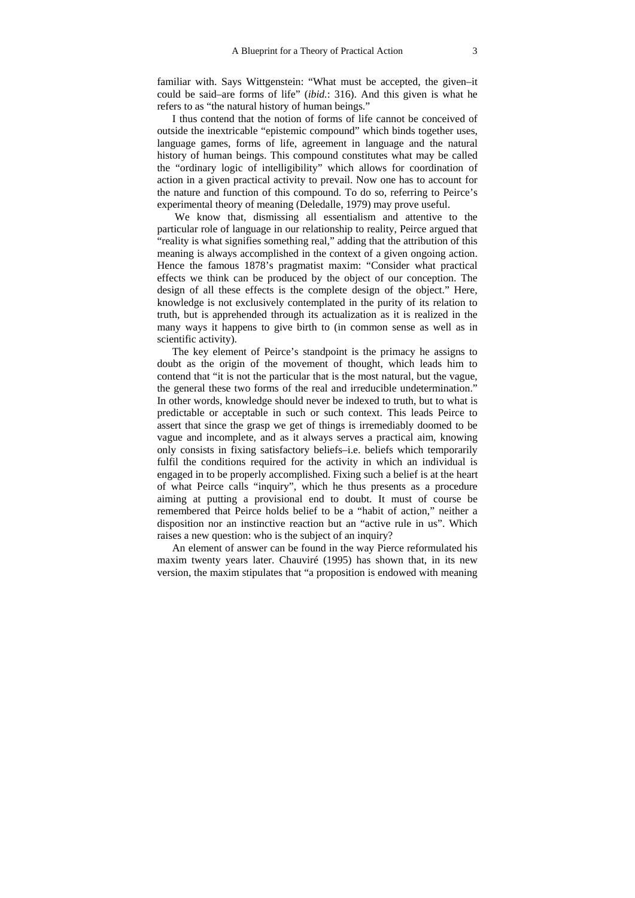familiar with. Says Wittgenstein: "What must be accepted, the given–it could be said–are forms of life" (*ibid.*: 316). And this given is what he refers to as "the natural history of human beings."

I thus contend that the notion of forms of life cannot be conceived of outside the inextricable "epistemic compound" which binds together uses, language games, forms of life, agreement in language and the natural history of human beings. This compound constitutes what may be called the "ordinary logic of intelligibility" which allows for coordination of action in a given practical activity to prevail. Now one has to account for the nature and function of this compound. To do so, referring to Peirce's experimental theory of meaning (Deledalle, 1979) may prove useful.

We know that, dismissing all essentialism and attentive to the particular role of language in our relationship to reality, Peirce argued that "reality is what signifies something real," adding that the attribution of this meaning is always accomplished in the context of a given ongoing action. Hence the famous 1878's pragmatist maxim: "Consider what practical effects we think can be produced by the object of our conception. The design of all these effects is the complete design of the object." Here, knowledge is not exclusively contemplated in the purity of its relation to truth, but is apprehended through its actualization as it is realized in the many ways it happens to give birth to (in common sense as well as in scientific activity).

The key element of Peirce's standpoint is the primacy he assigns to doubt as the origin of the movement of thought, which leads him to contend that "it is not the particular that is the most natural, but the vague, the general these two forms of the real and irreducible undetermination." In other words, knowledge should never be indexed to truth, but to what is predictable or acceptable in such or such context. This leads Peirce to assert that since the grasp we get of things is irremediably doomed to be vague and incomplete, and as it always serves a practical aim, knowing only consists in fixing satisfactory beliefs–i.e. beliefs which temporarily fulfil the conditions required for the activity in which an individual is engaged in to be properly accomplished. Fixing such a belief is at the heart of what Peirce calls "inquiry", which he thus presents as a procedure aiming at putting a provisional end to doubt. It must of course be remembered that Peirce holds belief to be a "habit of action," neither a disposition nor an instinctive reaction but an "active rule in us". Which raises a new question: who is the subject of an inquiry?

An element of answer can be found in the way Pierce reformulated his maxim twenty years later. Chauviré (1995) has shown that, in its new version, the maxim stipulates that "a proposition is endowed with meaning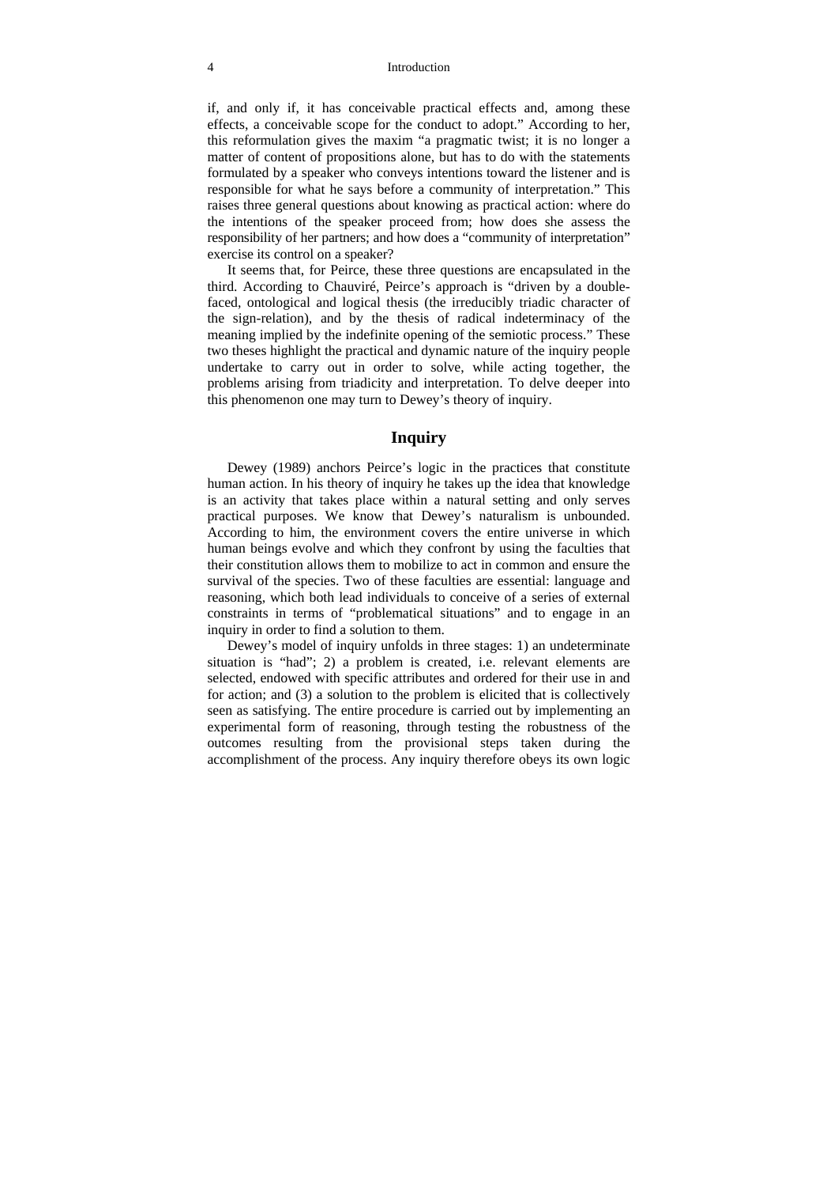if, and only if, it has conceivable practical effects and, among these effects, a conceivable scope for the conduct to adopt." According to her, this reformulation gives the maxim "a pragmatic twist; it is no longer a matter of content of propositions alone, but has to do with the statements formulated by a speaker who conveys intentions toward the listener and is responsible for what he says before a community of interpretation." This raises three general questions about knowing as practical action: where do the intentions of the speaker proceed from; how does she assess the responsibility of her partners; and how does a "community of interpretation" exercise its control on a speaker?

It seems that, for Peirce, these three questions are encapsulated in the third. According to Chauviré, Peirce's approach is "driven by a double-faced, ontological and logical thesis (the irreducibly triadic character of the sign-relation), and by the thesis of radical indeterminacy of the meaning implied by the indefinite opening of the semiotic process." These two theses highlight the practical and dynamic nature of the inquiry people undertake to carry out in order to solve, while acting together, the problems arising from triadicity and interpretation. To delve deeper into this phenomenon one may turn to Dewey's theory of inquiry.

## Inquiry

Dewey (1989) anchors Peirce's logic in the practices that constitute human action. In his theory of inquiry he takes up the idea that knowledge is an activity that takes place within a natural setting and only serves practical purposes. We know that Dewey's naturalism is unbounded. According to him, the environment covers the entire universe in which human beings evolve and which they confront by using the faculties that their constitution allows them to mobilize to act in common and ensure the survival of the species. Two of these faculties are essential: language and reasoning, which both lead individuals to conceive of a series of external constraints in terms of "problematical situations" and to engage in an inquiry in order to find a solution to them.

Dewey's model of inquiry unfolds in three stages: 1) an undeterminate situation is "had"; 2) a problem is created, i.e. relevant elements are selected, endowed with specific attributes and ordered for their use in and for action; and (3) a solution to the problem is elicited that is collectively seen as satisfying. The entire procedure is carried out by implementing an experimental form of reasoning, through testing the robustness of the outcomes resulting from the provisional steps taken during the accomplishment of the process. Any inquiry therefore obeys its own logic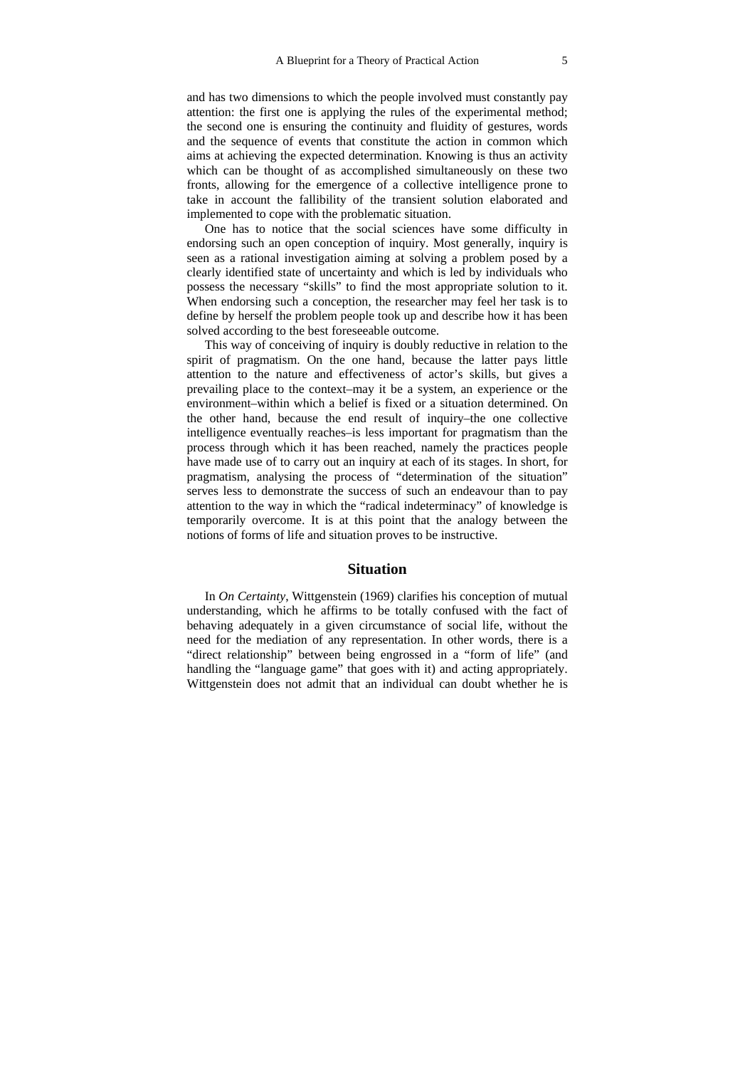and has two dimensions to which the people involved must constantly pay attention: the first one is applying the rules of the experimental method; the second one is ensuring the continuity and fluidity of gestures, words and the sequence of events that constitute the action in common which aims at achieving the expected determination. Knowing is thus an activity which can be thought of as accomplished simultaneously on these two fronts, allowing for the emergence of a collective intelligence prone to take in account the fallibility of the transient solution elaborated and implemented to cope with the problematic situation.

One has to notice that the social sciences have some difficulty in endorsing such an open conception of inquiry. Most generally, inquiry is seen as a rational investigation aiming at solving a problem posed by a clearly identified state of uncertainty and which is led by individuals who possess the necessary "skills" to find the most appropriate solution to it. When endorsing such a conception, the researcher may feel her task is to define by herself the problem people took up and describe how it has been solved according to the best foreseeable outcome.

This way of conceiving of inquiry is doubly reductive in relation to the spirit of pragmatism. On the one hand, because the latter pays little attention to the nature and effectiveness of actor's skills, but gives a prevailing place to the context–may it be a system, an experience or the environment–within which a belief is fixed or a situation determined. On the other hand, because the end result of inquiry–the one collective intelligence eventually reaches–is less important for pragmatism than the process through which it has been reached, namely the practices people have made use of to carry out an inquiry at each of its stages. In short, for pragmatism, analysing the process of "determination of the situation" serves less to demonstrate the success of such an endeavour than to pay attention to the way in which the "radical indeterminacy" of knowledge is temporarily overcome. It is at this point that the analogy between the notions of forms of life and situation proves to be instructive.

## Situation

In *On Certainty*, Wittgenstein (1969) clarifies his conception of mutual understanding, which he affirms to be totally confused with the fact of behaving adequately in a given circumstance of social life, without the need for the mediation of any representation. In other words, there is a "direct relationship" between being engrossed in a "form of life" (and handling the "language game" that goes with it) and acting appropriately. Wittgenstein does not admit that an individual can doubt whether he is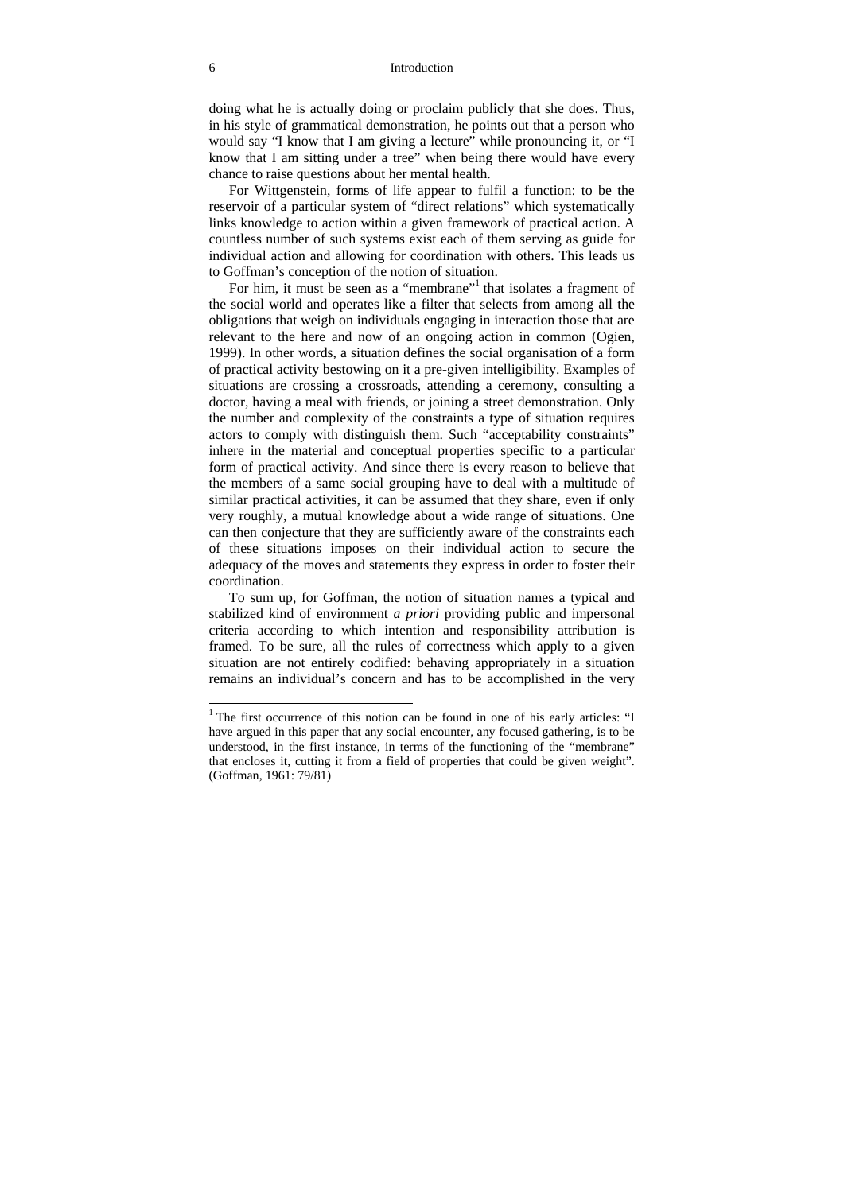doing what he is actually doing or proclaim publicly that she does. Thus, in his style of grammatical demonstration, he points out that a person who would say "I know that I am giving a lecture" while pronouncing it, or "I know that I am sitting under a tree" when being there would have every chance to raise questions about her mental health.

For Wittgenstein, forms of life appear to fulfil a function: to be the reservoir of a particular system of "direct relations" which systematically links knowledge to action within a given framework of practical action. A countless number of such systems exist each of them serving as guide for individual action and allowing for coordination with others. This leads us to Goffman's conception of the notion of situation.

For him, it must be seen as a "membrane"[1] that isolates a fragment of the social world and operates like a filter that selects from among all the obligations that weigh on individuals engaging in interaction those that are relevant to the here and now of an ongoing action in common (Ogien, 1999). In other words, a situation defines the social organisation of a form of practical activity bestowing on it a pre-given intelligibility. Examples of situations are crossing a crossroads, attending a ceremony, consulting a doctor, having a meal with friends, or joining a street demonstration. Only the number and complexity of the constraints a type of situation requires actors to comply with distinguish them. Such "acceptability constraints" inhere in the material and conceptual properties specific to a particular form of practical activity. And since there is every reason to believe that the members of a same social grouping have to deal with a multitude of similar practical activities, it can be assumed that they share, even if only very roughly, a mutual knowledge about a wide range of situations. One can then conjecture that they are sufficiently aware of the constraints each of these situations imposes on their individual action to secure the adequacy of the moves and statements they express in order to foster their coordination.

To sum up, for Goffman, the notion of situation names a typical and stabilized kind of environment *a priori* providing public and impersonal criteria according to which intention and responsibility attribution is framed. To be sure, all the rules of correctness which apply to a given situation are not entirely codified: behaving appropriately in a situation remains an individual's concern and has to be accomplished in the very

[1] The first occurrence of this notion can be found in one of his early articles: "I have argued in this paper that any social encounter, any focused gathering, is to be understood, in the first instance, in terms of the functioning of the "membrane" that encloses it, cutting it from a field of properties that could be given weight". (Goffman, 1961: 79/81)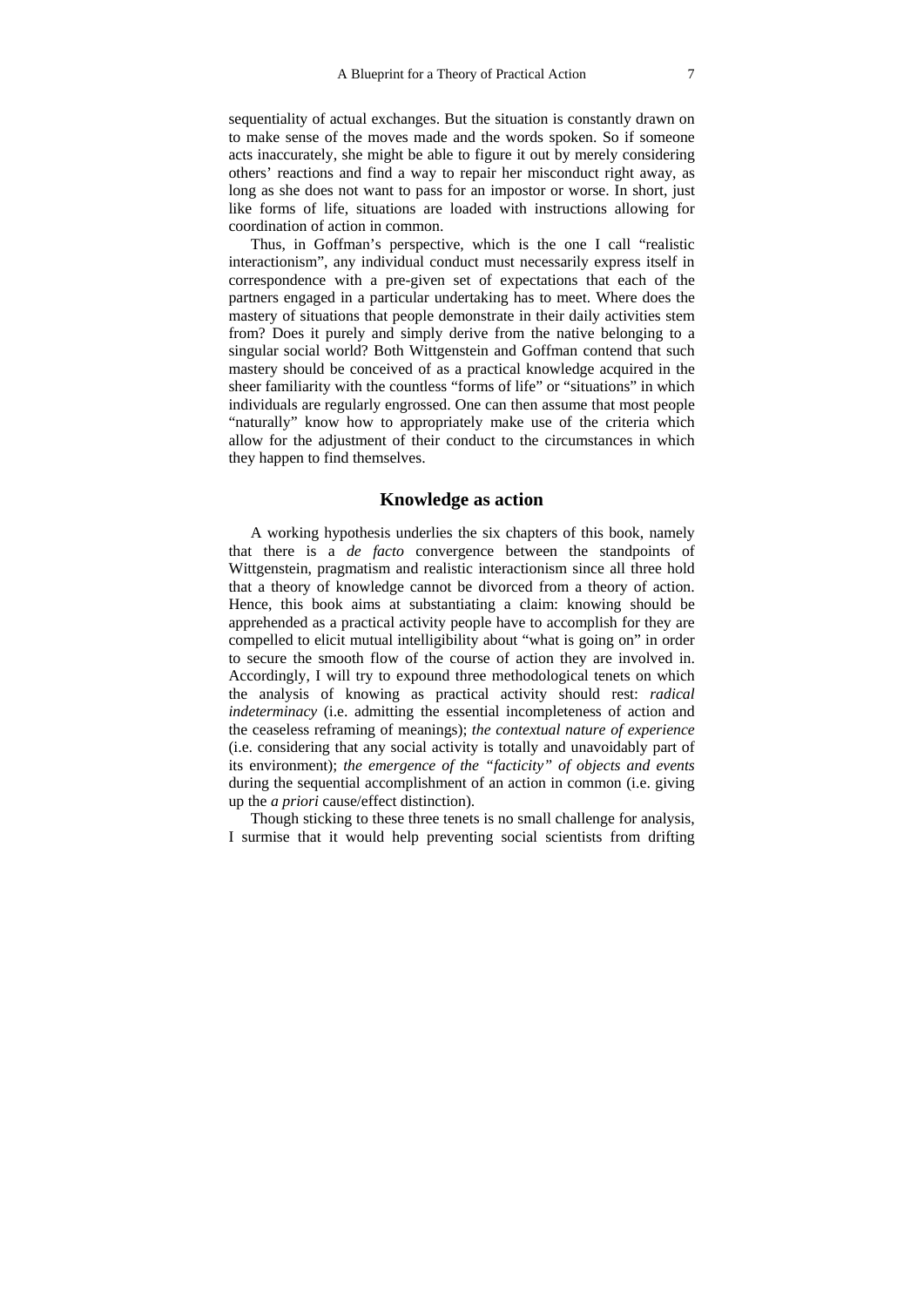sequentiality of actual exchanges. But the situation is constantly drawn on to make sense of the moves made and the words spoken. So if someone acts inaccurately, she might be able to figure it out by merely considering others' reactions and find a way to repair her misconduct right away, as long as she does not want to pass for an impostor or worse. In short, just like forms of life, situations are loaded with instructions allowing for coordination of action in common.

Thus, in Goffman's perspective, which is the one I call "realistic interactionism", any individual conduct must necessarily express itself in correspondence with a pre-given set of expectations that each of the partners engaged in a particular undertaking has to meet. Where does the mastery of situations that people demonstrate in their daily activities stem from? Does it purely and simply derive from the native belonging to a singular social world? Both Wittgenstein and Goffman contend that such mastery should be conceived of as a practical knowledge acquired in the sheer familiarity with the countless "forms of life" or "situations" in which individuals are regularly engrossed. One can then assume that most people "naturally" know how to appropriately make use of the criteria which allow for the adjustment of their conduct to the circumstances in which they happen to find themselves.

## Knowledge as action

A working hypothesis underlies the six chapters of this book, namely that there is a *de facto* convergence between the standpoints of Wittgenstein, pragmatism and realistic interactionism since all three hold that a theory of knowledge cannot be divorced from a theory of action. Hence, this book aims at substantiating a claim: knowing should be apprehended as a practical activity people have to accomplish for they are compelled to elicit mutual intelligibility about "what is going on" in order to secure the smooth flow of the course of action they are involved in. Accordingly, I will try to expound three methodological tenets on which the analysis of knowing as practical activity should rest: *radical indeterminacy* (i.e. admitting the essential incompleteness of action and the ceaseless reframing of meanings); *the contextual nature of experience* (i.e. considering that any social activity is totally and unavoidably part of its environment); *the emergence of the "facticity" of objects and events* during the sequential accomplishment of an action in common (i.e. giving up the *a priori* cause/effect distinction).

Though sticking to these three tenets is no small challenge for analysis, I surmise that it would help preventing social scientists from drifting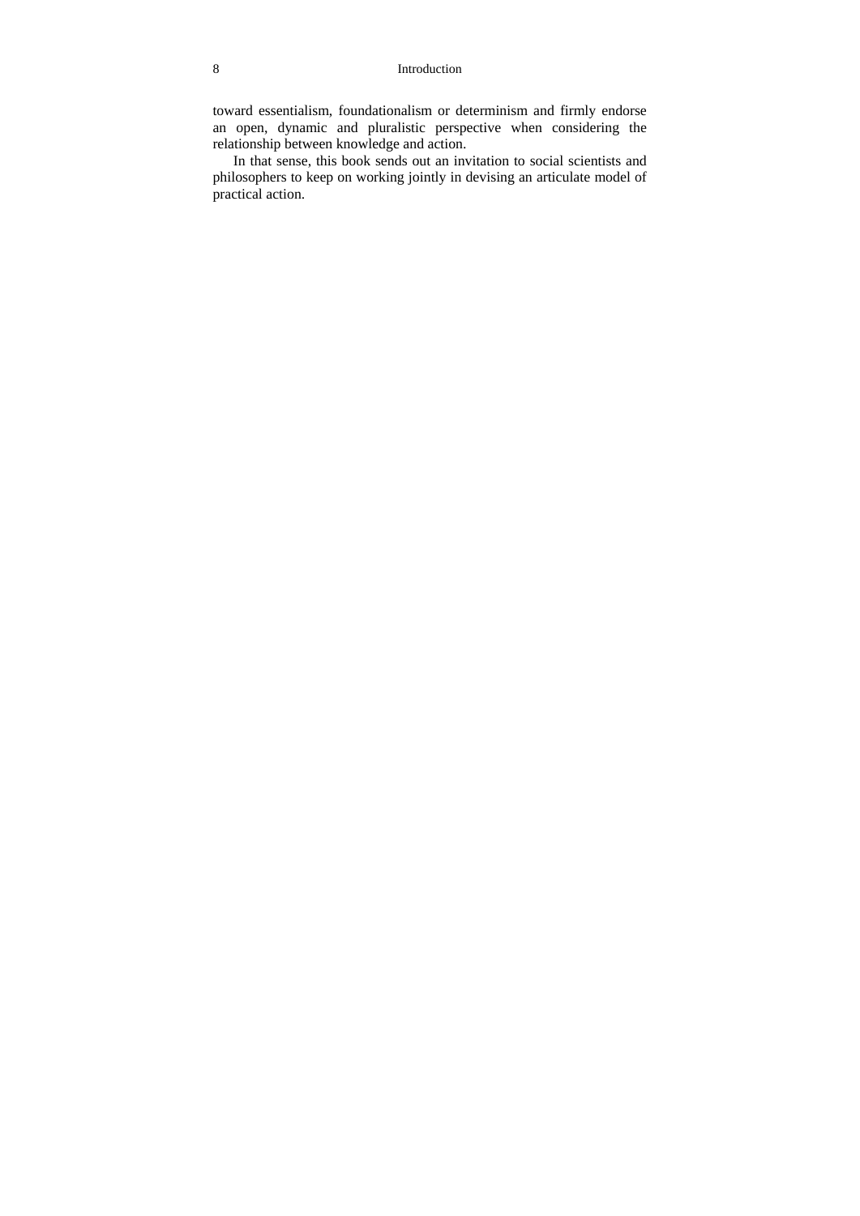toward essentialism, foundationalism or determinism and firmly endorse an open, dynamic and pluralistic perspective when considering the relationship between knowledge and action.

In that sense, this book sends out an invitation to social scientists and philosophers to keep on working jointly in devising an articulate model of practical action.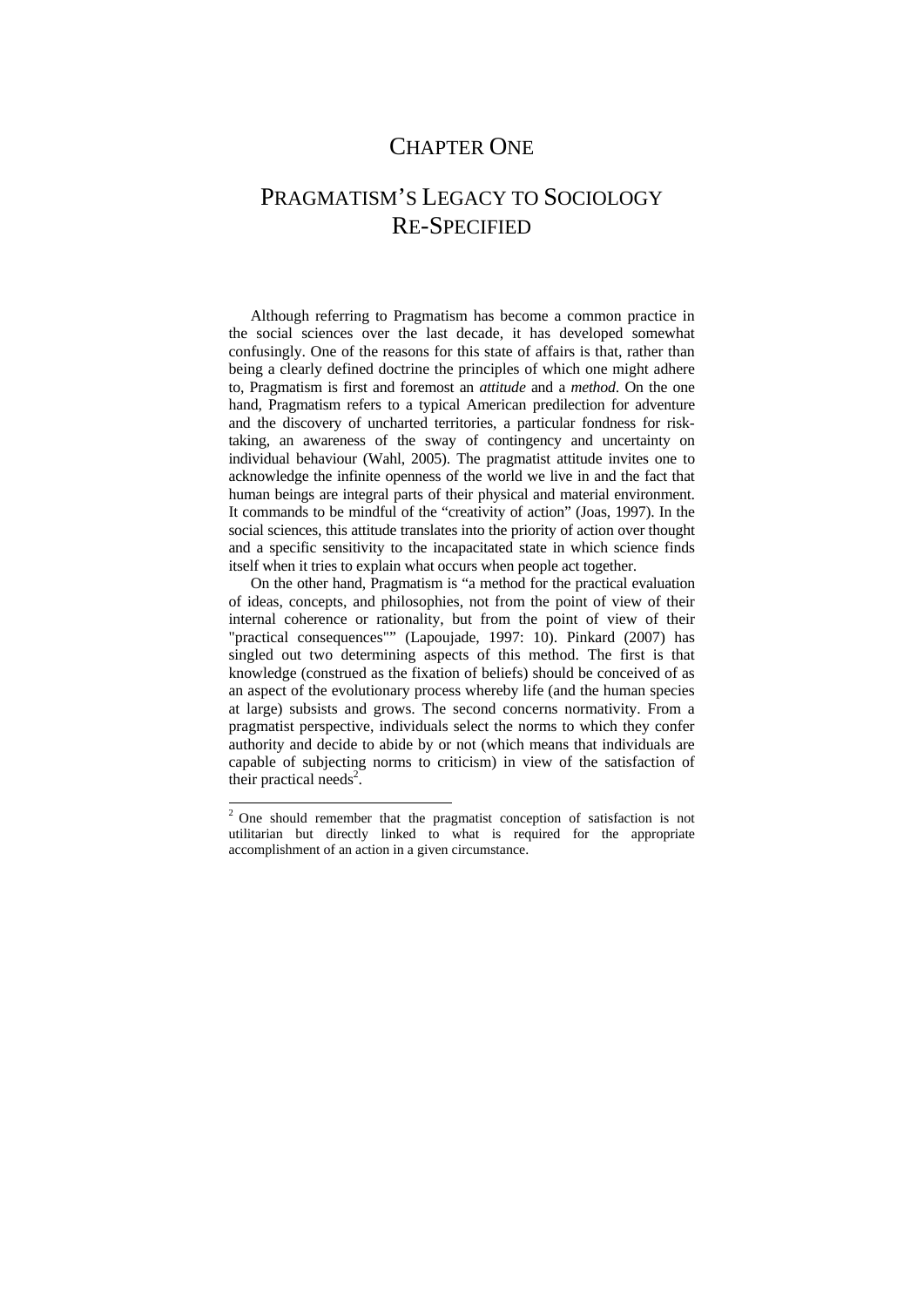# Chapter One

# Pragmatism's Legacy to Sociology Re-Specified

Although referring to Pragmatism has become a common practice in the social sciences over the last decade, it has developed somewhat confusingly. One of the reasons for this state of affairs is that, rather than being a clearly defined doctrine the principles of which one might adhere to, Pragmatism is first and foremost an *attitude* and a *method*. On the one hand, Pragmatism refers to a typical American predilection for adventure and the discovery of uncharted territories, a particular fondness for risk-taking, an awareness of the sway of contingency and uncertainty on individual behaviour (Wahl, 2005). The pragmatist attitude invites one to acknowledge the infinite openness of the world we live in and the fact that human beings are integral parts of their physical and material environment. It commands to be mindful of the "creativity of action" (Joas, 1997). In the social sciences, this attitude translates into the priority of action over thought and a specific sensitivity to the incapacitated state in which science finds itself when it tries to explain what occurs when people act together.

On the other hand, Pragmatism is "a method for the practical evaluation of ideas, concepts, and philosophies, not from the point of view of their internal coherence or rationality, but from the point of view of their "practical consequences"" (Lapoujade, 1997: 10). Pinkard (2007) has singled out two determining aspects of this method. The first is that knowledge (construed as the fixation of beliefs) should be conceived of as an aspect of the evolutionary process whereby life (and the human species at large) subsists and grows. The second concerns normativity. From a pragmatist perspective, individuals select the norms to which they confer authority and decide to abide by or not (which means that individuals are capable of subjecting norms to criticism) in view of the satisfaction of their practical needs[2].

---

[2] One should remember that the pragmatist conception of satisfaction is not utilitarian but directly linked to what is required for the appropriate accomplishment of an action in a given circumstance.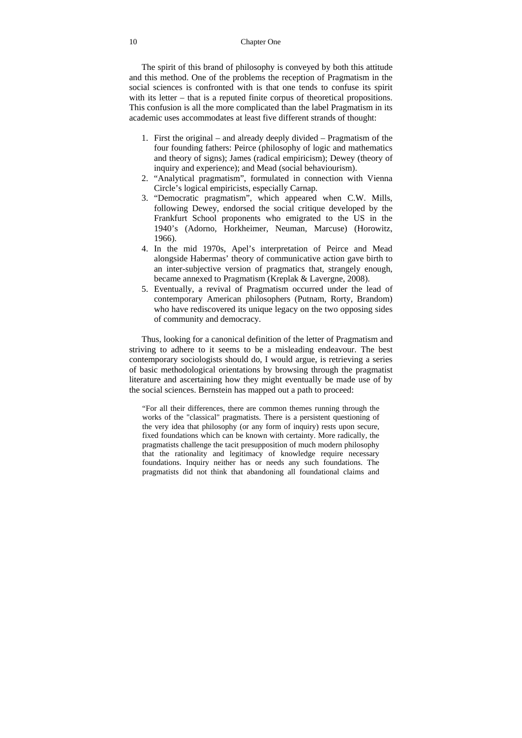The spirit of this brand of philosophy is conveyed by both this attitude and this method. One of the problems the reception of Pragmatism in the social sciences is confronted with is that one tends to confuse its spirit with its letter – that is a reputed finite corpus of theoretical propositions. This confusion is all the more complicated than the label Pragmatism in its academic uses accommodates at least five different strands of thought:

1. First the original – and already deeply divided – Pragmatism of the four founding fathers: Peirce (philosophy of logic and mathematics and theory of signs); James (radical empiricism); Dewey (theory of inquiry and experience); and Mead (social behaviourism).
2. “Analytical pragmatism”, formulated in connection with Vienna Circle’s logical empiricists, especially Carnap.
3. “Democratic pragmatism”, which appeared when C.W. Mills, following Dewey, endorsed the social critique developed by the Frankfurt School proponents who emigrated to the US in the 1940’s (Adorno, Horkheimer, Neuman, Marcuse) (Horowitz, 1966).
4. In the mid 1970s, Apel’s interpretation of Peirce and Mead alongside Habermas’ theory of communicative action gave birth to an inter-subjective version of pragmatics that, strangely enough, became annexed to Pragmatism (Kreplak & Lavergne, 2008).
5. Eventually, a revival of Pragmatism occurred under the lead of contemporary American philosophers (Putnam, Rorty, Brandom) who have rediscovered its unique legacy on the two opposing sides of community and democracy.

Thus, looking for a canonical definition of the letter of Pragmatism and striving to adhere to it seems to be a misleading endeavour. The best contemporary sociologists should do, I would argue, is retrieving a series of basic methodological orientations by browsing through the pragmatist literature and ascertaining how they might eventually be made use of by the social sciences. Bernstein has mapped out a path to proceed:

> “For all their differences, there are common themes running through the works of the "classical" pragmatists. There is a persistent questioning of the very idea that philosophy (or any form of inquiry) rests upon secure, fixed foundations which can be known with certainty. More radically, the pragmatists challenge the tacit presupposition of much modern philosophy that the rationality and legitimacy of knowledge require necessary foundations. Inquiry neither has or needs any such foundations. The pragmatists did not think that abandoning all foundational claims and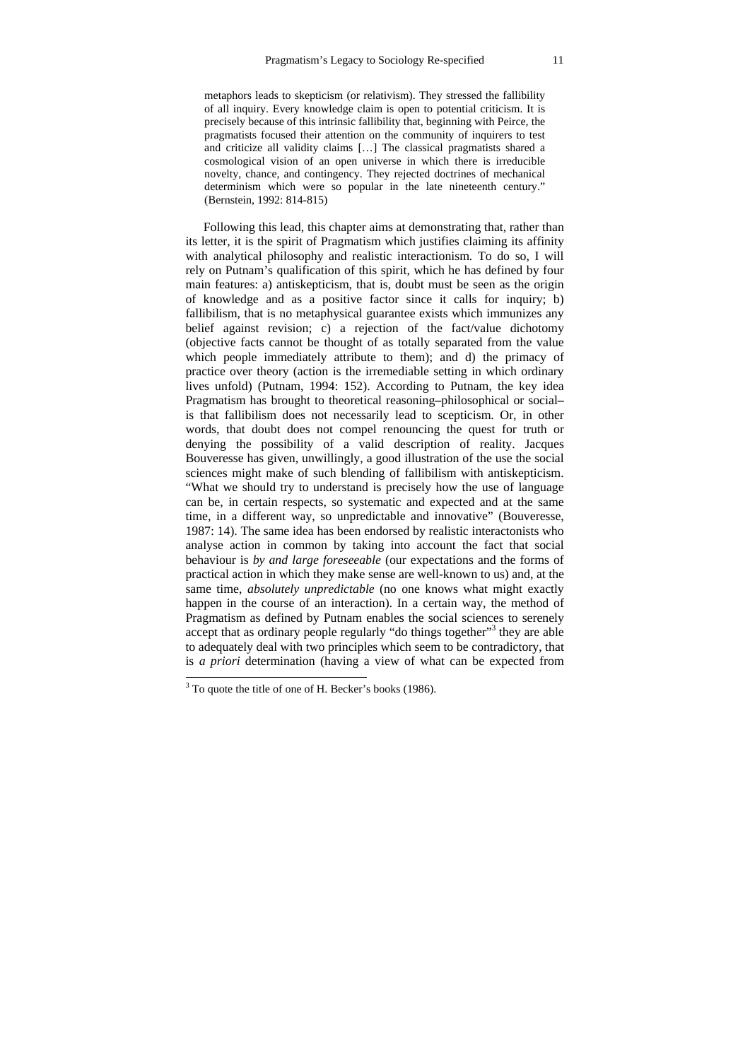> metaphors leads to skepticism (or relativism). They stressed the fallibility of all inquiry. Every knowledge claim is open to potential criticism. It is precisely because of this intrinsic fallibility that, beginning with Peirce, the pragmatists focused their attention on the community of inquirers to test and criticize all validity claims […] The classical pragmatists shared a cosmological vision of an open universe in which there is irreducible novelty, chance, and contingency. They rejected doctrines of mechanical determinism which were so popular in the late nineteenth century." (Bernstein, 1992: 814-815)

Following this lead, this chapter aims at demonstrating that, rather than its letter, it is the spirit of Pragmatism which justifies claiming its affinity with analytical philosophy and realistic interactionism. To do so, I will rely on Putnam's qualification of this spirit, which he has defined by four main features: a) antiskepticism, that is, doubt must be seen as the origin of knowledge and as a positive factor since it calls for inquiry; b) fallibilism, that is no metaphysical guarantee exists which immunizes any belief against revision; c) a rejection of the fact/value dichotomy (objective facts cannot be thought of as totally separated from the value which people immediately attribute to them); and d) the primacy of practice over theory (action is the irremediable setting in which ordinary lives unfold) (Putnam, 1994: 152). According to Putnam, the key idea Pragmatism has brought to theoretical reasoning–philosophical or social–is that fallibilism does not necessarily lead to scepticism. Or, in other words, that doubt does not compel renouncing the quest for truth or denying the possibility of a valid description of reality. Jacques Bouveresse has given, unwillingly, a good illustration of the use the social sciences might make of such blending of fallibilism with antiskepticism. "What we should try to understand is precisely how the use of language can be, in certain respects, so systematic and expected and at the same time, in a different way, so unpredictable and innovative" (Bouveresse, 1987: 14). The same idea has been endorsed by realistic interactonists who analyse action in common by taking into account the fact that social behaviour is *by and large foreseeable* (our expectations and the forms of practical action in which they make sense are well-known to us) and, at the same time, *absolutely unpredictable* (no one knows what might exactly happen in the course of an interaction). In a certain way, the method of Pragmatism as defined by Putnam enables the social sciences to serenely accept that as ordinary people regularly "do things together"[3] they are able to adequately deal with two principles which seem to be contradictory, that is *a priori* determination (having a view of what can be expected from

[3] To quote the title of one of H. Becker's books (1986).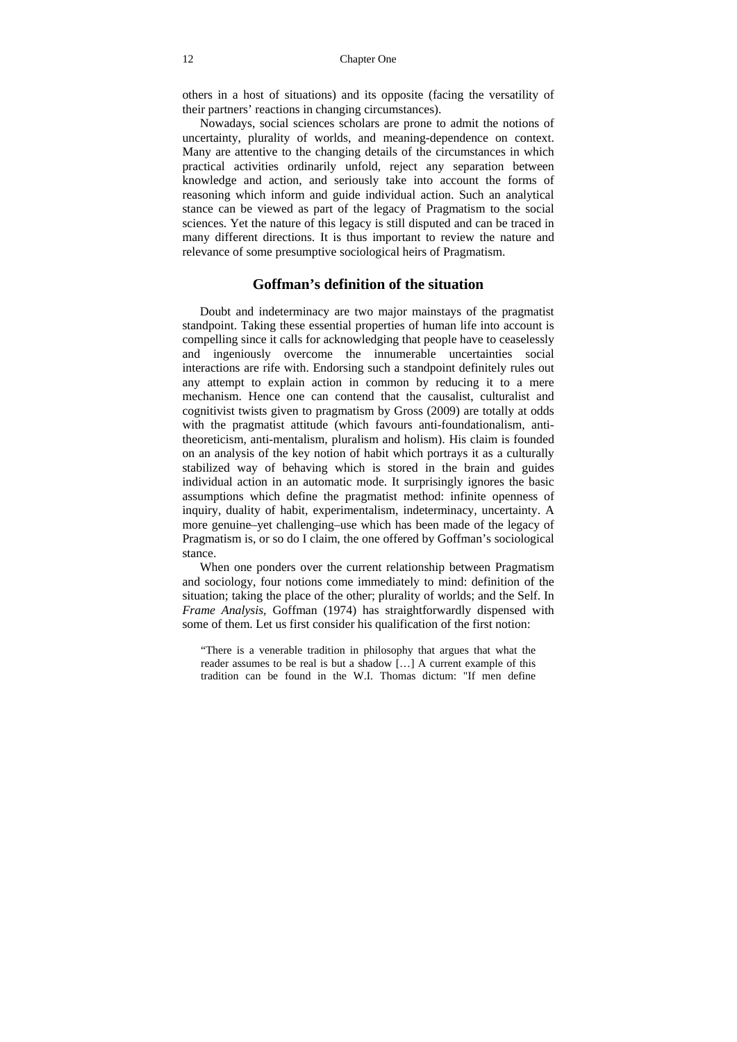others in a host of situations) and its opposite (facing the versatility of their partners' reactions in changing circumstances).

Nowadays, social sciences scholars are prone to admit the notions of uncertainty, plurality of worlds, and meaning-dependence on context. Many are attentive to the changing details of the circumstances in which practical activities ordinarily unfold, reject any separation between knowledge and action, and seriously take into account the forms of reasoning which inform and guide individual action. Such an analytical stance can be viewed as part of the legacy of Pragmatism to the social sciences. Yet the nature of this legacy is still disputed and can be traced in many different directions. It is thus important to review the nature and relevance of some presumptive sociological heirs of Pragmatism.

## Goffman's definition of the situation

Doubt and indeterminacy are two major mainstays of the pragmatist standpoint. Taking these essential properties of human life into account is compelling since it calls for acknowledging that people have to ceaselessly and ingeniously overcome the innumerable uncertainties social interactions are rife with. Endorsing such a standpoint definitely rules out any attempt to explain action in common by reducing it to a mere mechanism. Hence one can contend that the causalist, culturalist and cognitivist twists given to pragmatism by Gross (2009) are totally at odds with the pragmatist attitude (which favours anti-foundationalism, anti-theoreticism, anti-mentalism, pluralism and holism). His claim is founded on an analysis of the key notion of habit which portrays it as a culturally stabilized way of behaving which is stored in the brain and guides individual action in an automatic mode. It surprisingly ignores the basic assumptions which define the pragmatist method: infinite openness of inquiry, duality of habit, experimentalism, indeterminacy, uncertainty. A more genuine–yet challenging–use which has been made of the legacy of Pragmatism is, or so do I claim, the one offered by Goffman's sociological stance.

When one ponders over the current relationship between Pragmatism and sociology, four notions come immediately to mind: definition of the situation; taking the place of the other; plurality of worlds; and the Self. In *Frame Analysis*, Goffman (1974) has straightforwardly dispensed with some of them. Let us first consider his qualification of the first notion:

> "There is a venerable tradition in philosophy that argues that what the reader assumes to be real is but a shadow […] A current example of this tradition can be found in the W.I. Thomas dictum: "If men define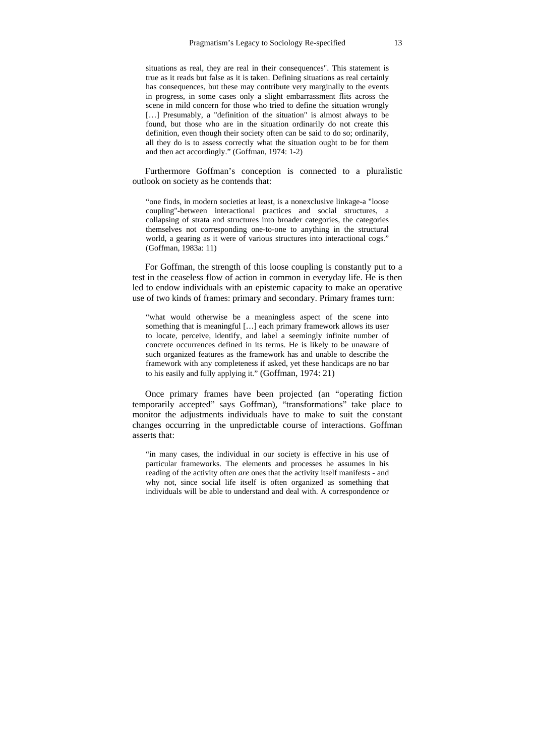> situations as real, they are real in their consequences". This statement is true as it reads but false as it is taken. Defining situations as real certainly has consequences, but these may contribute very marginally to the events in progress, in some cases only a slight embarrassment flits across the scene in mild concern for those who tried to define the situation wrongly […] Presumably, a "definition of the situation" is almost always to be found, but those who are in the situation ordinarily do not create this definition, even though their society often can be said to do so; ordinarily, all they do is to assess correctly what the situation ought to be for them and then act accordingly." (Goffman, 1974: 1-2)

Furthermore Goffman's conception is connected to a pluralistic outlook on society as he contends that:

> "one finds, in modern societies at least, is a nonexclusive linkage-a "loose coupling"-between interactional practices and social structures, a collapsing of strata and structures into broader categories, the categories themselves not corresponding one-to-one to anything in the structural world, a gearing as it were of various structures into interactional cogs." (Goffman, 1983a: 11)

For Goffman, the strength of this loose coupling is constantly put to a test in the ceaseless flow of action in common in everyday life. He is then led to endow individuals with an epistemic capacity to make an operative use of two kinds of frames: primary and secondary. Primary frames turn:

> "what would otherwise be a meaningless aspect of the scene into something that is meaningful […] each primary framework allows its user to locate, perceive, identify, and label a seemingly infinite number of concrete occurrences defined in its terms. He is likely to be unaware of such organized features as the framework has and unable to describe the framework with any completeness if asked, yet these handicaps are no bar to his easily and fully applying it." (Goffman, 1974: 21)

Once primary frames have been projected (an "operating fiction temporarily accepted" says Goffman), "transformations" take place to monitor the adjustments individuals have to make to suit the constant changes occurring in the unpredictable course of interactions. Goffman asserts that:

> "in many cases, the individual in our society is effective in his use of particular frameworks. The elements and processes he assumes in his reading of the activity often *are* ones that the activity itself manifests - and why not, since social life itself is often organized as something that individuals will be able to understand and deal with. A correspondence or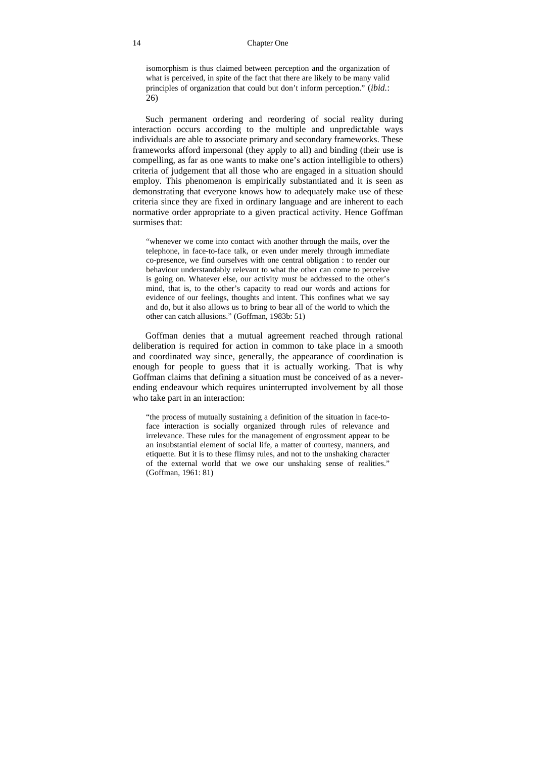> isomorphism is thus claimed between perception and the organization of what is perceived, in spite of the fact that there are likely to be many valid principles of organization that could but don't inform perception." (*ibid.*: 26)

Such permanent ordering and reordering of social reality during interaction occurs according to the multiple and unpredictable ways individuals are able to associate primary and secondary frameworks. These frameworks afford impersonal (they apply to all) and binding (their use is compelling, as far as one wants to make one's action intelligible to others) criteria of judgement that all those who are engaged in a situation should employ. This phenomenon is empirically substantiated and it is seen as demonstrating that everyone knows how to adequately make use of these criteria since they are fixed in ordinary language and are inherent to each normative order appropriate to a given practical activity. Hence Goffman surmises that:

> "whenever we come into contact with another through the mails, over the telephone, in face-to-face talk, or even under merely through immediate co-presence, we find ourselves with one central obligation : to render our behaviour understandably relevant to what the other can come to perceive is going on. Whatever else, our activity must be addressed to the other's mind, that is, to the other's capacity to read our words and actions for evidence of our feelings, thoughts and intent. This confines what we say and do, but it also allows us to bring to bear all of the world to which the other can catch allusions." (Goffman, 1983b: 51)

Goffman denies that a mutual agreement reached through rational deliberation is required for action in common to take place in a smooth and coordinated way since, generally, the appearance of coordination is enough for people to guess that it is actually working. That is why Goffman claims that defining a situation must be conceived of as a never-ending endeavour which requires uninterrupted involvement by all those who take part in an interaction:

> "the process of mutually sustaining a definition of the situation in face-to-face interaction is socially organized through rules of relevance and irrelevance. These rules for the management of engrossment appear to be an insubstantial element of social life, a matter of courtesy, manners, and etiquette. But it is to these flimsy rules, and not to the unshaking character of the external world that we owe our unshaking sense of realities." (Goffman, 1961: 81)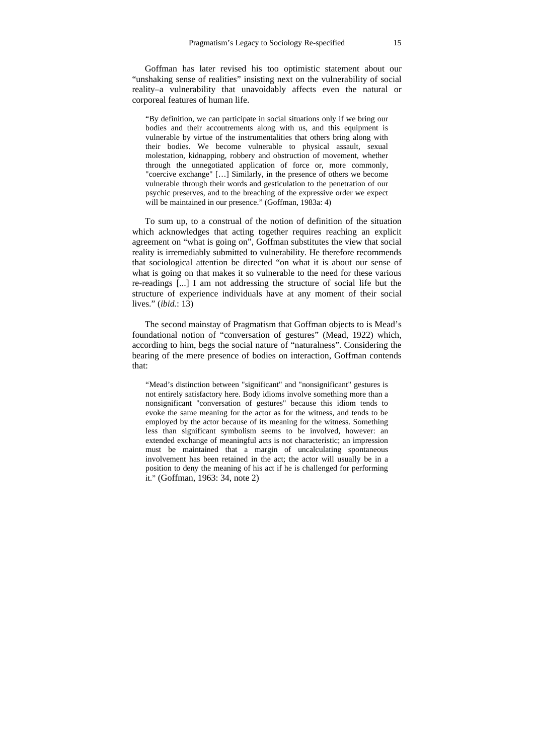Goffman has later revised his too optimistic statement about our “unshaking sense of realities” insisting next on the vulnerability of social reality–a vulnerability that unavoidably affects even the natural or corporeal features of human life.

> “By definition, we can participate in social situations only if we bring our bodies and their accoutrements along with us, and this equipment is vulnerable by virtue of the instrumentalities that others bring along with their bodies. We become vulnerable to physical assault, sexual molestation, kidnapping, robbery and obstruction of movement, whether through the unnegotiated application of force or, more commonly, "coercive exchange" […] Similarly, in the presence of others we become vulnerable through their words and gesticulation to the penetration of our psychic preserves, and to the breaching of the expressive order we expect will be maintained in our presence.” (Goffman, 1983a: 4)

To sum up, to a construal of the notion of definition of the situation which acknowledges that acting together requires reaching an explicit agreement on “what is going on”, Goffman substitutes the view that social reality is irremediably submitted to vulnerability. He therefore recommends that sociological attention be directed “on what it is about our sense of what is going on that makes it so vulnerable to the need for these various re-readings [...] I am not addressing the structure of social life but the structure of experience individuals have at any moment of their social lives.” (*ibid.*: 13)

The second mainstay of Pragmatism that Goffman objects to is Mead’s foundational notion of “conversation of gestures” (Mead, 1922) which, according to him, begs the social nature of “naturalness”. Considering the bearing of the mere presence of bodies on interaction, Goffman contends that:

> “Mead’s distinction between "significant" and "nonsignificant" gestures is not entirely satisfactory here. Body idioms involve something more than a nonsignificant "conversation of gestures" because this idiom tends to evoke the same meaning for the actor as for the witness, and tends to be employed by the actor because of its meaning for the witness. Something less than significant symbolism seems to be involved, however: an extended exchange of meaningful acts is not characteristic; an impression must be maintained that a margin of uncalculating spontaneous involvement has been retained in the act; the actor will usually be in a position to deny the meaning of his act if he is challenged for performing it.” (Goffman, 1963: 34, note 2)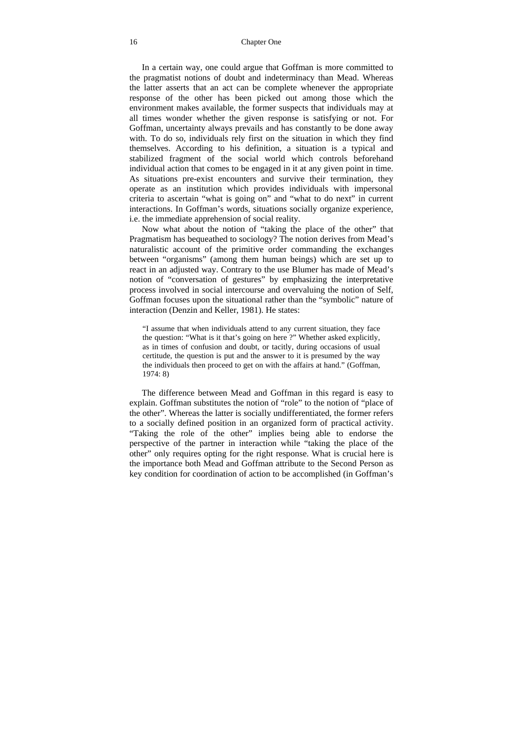In a certain way, one could argue that Goffman is more committed to the pragmatist notions of doubt and indeterminacy than Mead. Whereas the latter asserts that an act can be complete whenever the appropriate response of the other has been picked out among those which the environment makes available, the former suspects that individuals may at all times wonder whether the given response is satisfying or not. For Goffman, uncertainty always prevails and has constantly to be done away with. To do so, individuals rely first on the situation in which they find themselves. According to his definition, a situation is a typical and stabilized fragment of the social world which controls beforehand individual action that comes to be engaged in it at any given point in time. As situations pre-exist encounters and survive their termination, they operate as an institution which provides individuals with impersonal criteria to ascertain "what is going on" and "what to do next" in current interactions. In Goffman's words, situations socially organize experience, i.e. the immediate apprehension of social reality.

Now what about the notion of "taking the place of the other" that Pragmatism has bequeathed to sociology? The notion derives from Mead's naturalistic account of the primitive order commanding the exchanges between "organisms" (among them human beings) which are set up to react in an adjusted way. Contrary to the use Blumer has made of Mead's notion of "conversation of gestures" by emphasizing the interpretative process involved in social intercourse and overvaluing the notion of Self, Goffman focuses upon the situational rather than the "symbolic" nature of interaction (Denzin and Keller, 1981). He states:

> "I assume that when individuals attend to any current situation, they face the question: "What is it that's going on here ?" Whether asked explicitly, as in times of confusion and doubt, or tacitly, during occasions of usual certitude, the question is put and the answer to it is presumed by the way the individuals then proceed to get on with the affairs at hand." (Goffman, 1974: 8)

The difference between Mead and Goffman in this regard is easy to explain. Goffman substitutes the notion of "role" to the notion of "place of the other". Whereas the latter is socially undifferentiated, the former refers to a socially defined position in an organized form of practical activity. "Taking the role of the other" implies being able to endorse the perspective of the partner in interaction while "taking the place of the other" only requires opting for the right response. What is crucial here is the importance both Mead and Goffman attribute to the Second Person as key condition for coordination of action to be accomplished (in Goffman's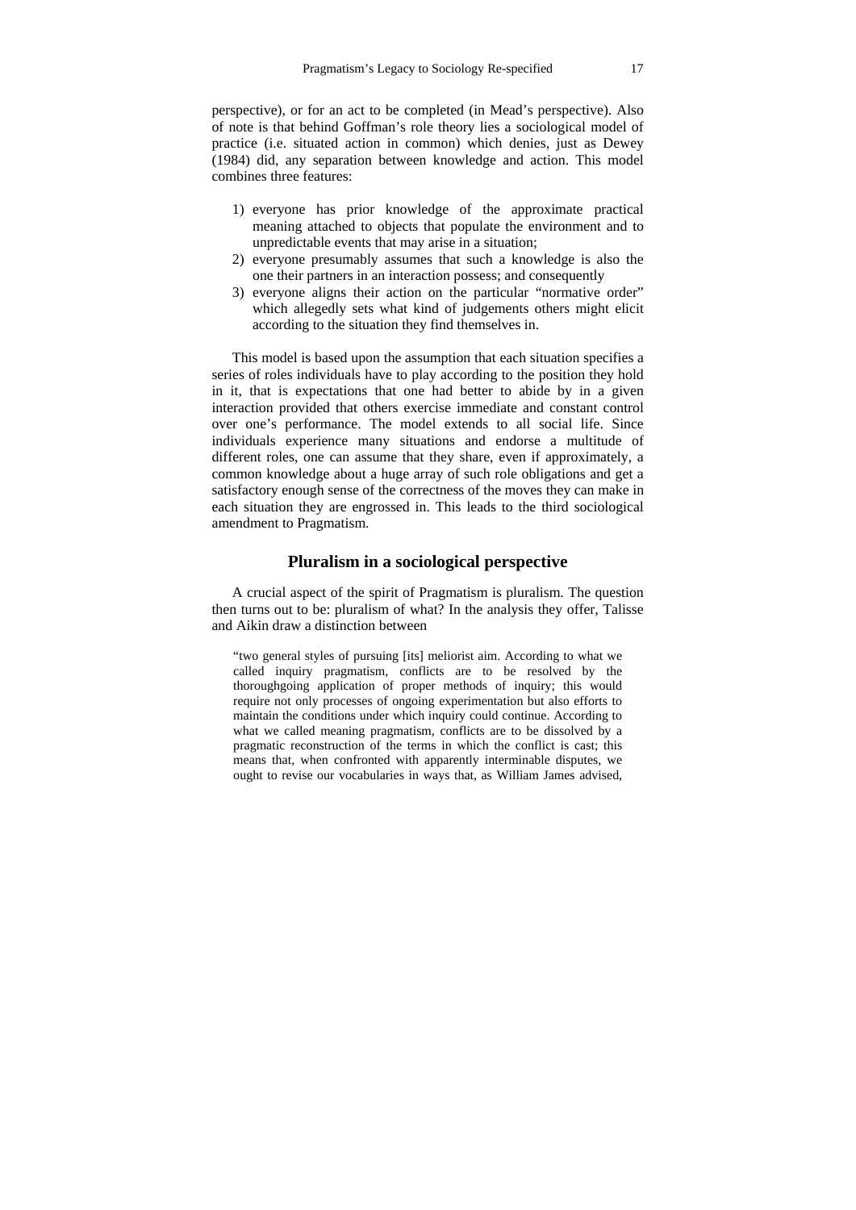perspective), or for an act to be completed (in Mead's perspective). Also of note is that behind Goffman's role theory lies a sociological model of practice (i.e. situated action in common) which denies, just as Dewey (1984) did, any separation between knowledge and action. This model combines three features:

1) everyone has prior knowledge of the approximate practical meaning attached to objects that populate the environment and to unpredictable events that may arise in a situation;
2) everyone presumably assumes that such a knowledge is also the one their partners in an interaction possess; and consequently
3) everyone aligns their action on the particular "normative order" which allegedly sets what kind of judgements others might elicit according to the situation they find themselves in.

This model is based upon the assumption that each situation specifies a series of roles individuals have to play according to the position they hold in it, that is expectations that one had better to abide by in a given interaction provided that others exercise immediate and constant control over one's performance. The model extends to all social life. Since individuals experience many situations and endorse a multitude of different roles, one can assume that they share, even if approximately, a common knowledge about a huge array of such role obligations and get a satisfactory enough sense of the correctness of the moves they can make in each situation they are engrossed in. This leads to the third sociological amendment to Pragmatism.

## Pluralism in a sociological perspective

A crucial aspect of the spirit of Pragmatism is pluralism. The question then turns out to be: pluralism of what? In the analysis they offer, Talisse and Aikin draw a distinction between

> "two general styles of pursuing [its] meliorist aim. According to what we called inquiry pragmatism, conflicts are to be resolved by the thoroughgoing application of proper methods of inquiry; this would require not only processes of ongoing experimentation but also efforts to maintain the conditions under which inquiry could continue. According to what we called meaning pragmatism, conflicts are to be dissolved by a pragmatic reconstruction of the terms in which the conflict is cast; this means that, when confronted with apparently interminable disputes, we ought to revise our vocabularies in ways that, as William James advised,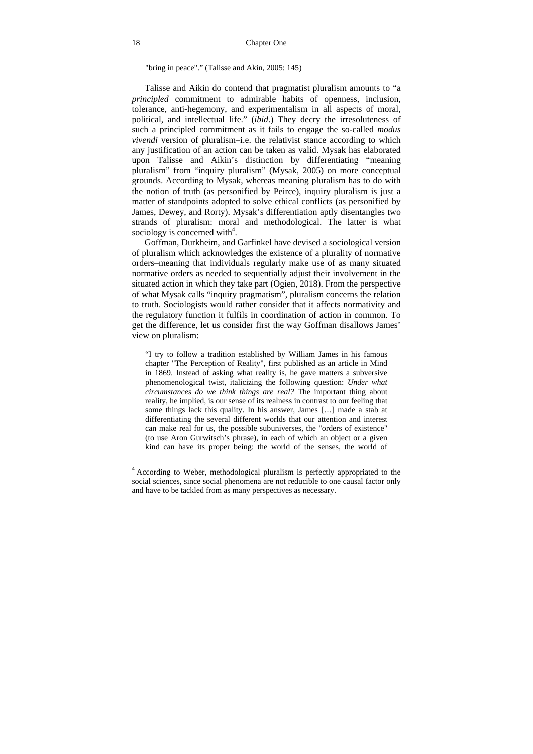"bring in peace"." (Talisse and Akin, 2005: 145)

Talisse and Aikin do contend that pragmatist pluralism amounts to "a *principled* commitment to admirable habits of openness, inclusion, tolerance, anti-hegemony, and experimentalism in all aspects of moral, political, and intellectual life." (*ibid*.) They decry the irresoluteness of such a principled commitment as it fails to engage the so-called *modus vivendi* version of pluralism–i.e. the relativist stance according to which any justification of an action can be taken as valid. Mysak has elaborated upon Talisse and Aikin's distinction by differentiating "meaning pluralism" from "inquiry pluralism" (Mysak, 2005) on more conceptual grounds. According to Mysak, whereas meaning pluralism has to do with the notion of truth (as personified by Peirce), inquiry pluralism is just a matter of standpoints adopted to solve ethical conflicts (as personified by James, Dewey, and Rorty). Mysak's differentiation aptly disentangles two strands of pluralism: moral and methodological. The latter is what sociology is concerned with[4].

Goffman, Durkheim, and Garfinkel have devised a sociological version of pluralism which acknowledges the existence of a plurality of normative orders–meaning that individuals regularly make use of as many situated normative orders as needed to sequentially adjust their involvement in the situated action in which they take part (Ogien, 2018). From the perspective of what Mysak calls "inquiry pragmatism", pluralism concerns the relation to truth. Sociologists would rather consider that it affects normativity and the regulatory function it fulfils in coordination of action in common. To get the difference, let us consider first the way Goffman disallows James' view on pluralism:

> "I try to follow a tradition established by William James in his famous chapter "The Perception of Reality", first published as an article in Mind in 1869. Instead of asking what reality is, he gave matters a subversive phenomenological twist, italicizing the following question: *Under what circumstances do we think things are real?* The important thing about reality, he implied, is our sense of its realness in contrast to our feeling that some things lack this quality. In his answer, James […] made a stab at differentiating the several different worlds that our attention and interest can make real for us, the possible subuniverses, the "orders of existence" (to use Aron Gurwitsch's phrase), in each of which an object or a given kind can have its proper being: the world of the senses, the world of

---

[4] According to Weber, methodological pluralism is perfectly appropriated to the social sciences, since social phenomena are not reducible to one causal factor only and have to be tackled from as many perspectives as necessary.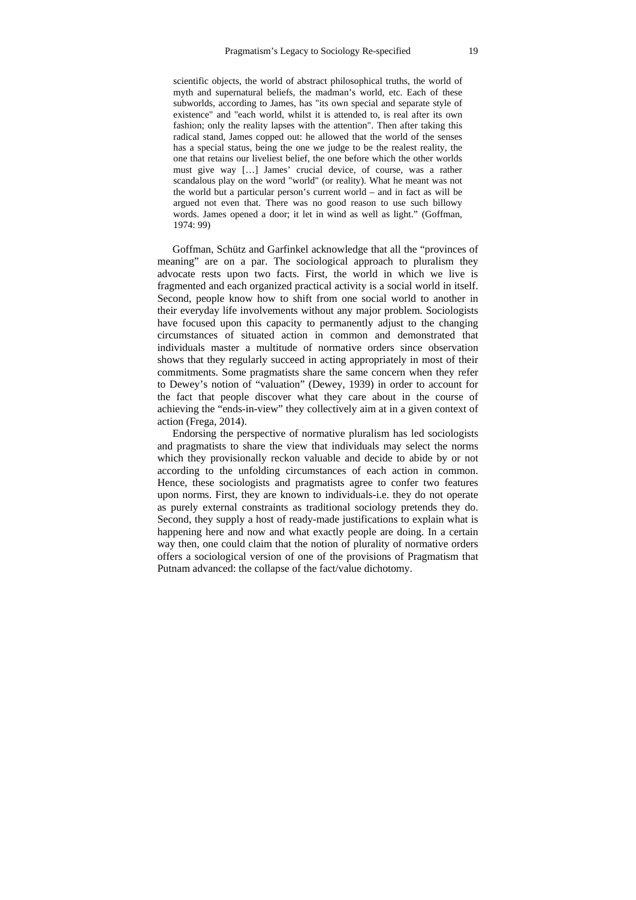> scientific objects, the world of abstract philosophical truths, the world of myth and supernatural beliefs, the madman's world, etc. Each of these subworlds, according to James, has "its own special and separate style of existence" and "each world, whilst it is attended to, is real after its own fashion; only the reality lapses with the attention". Then after taking this radical stand, James copped out: he allowed that the world of the senses has a special status, being the one we judge to be the realest reality, the one that retains our liveliest belief, the one before which the other worlds must give way […] James' crucial device, of course, was a rather scandalous play on the word "world" (or reality). What he meant was not the world but a particular person's current world – and in fact as will be argued not even that. There was no good reason to use such billowy words. James opened a door; it let in wind as well as light." (Goffman, 1974: 99)

Goffman, Schütz and Garfinkel acknowledge that all the "provinces of meaning" are on a par. The sociological approach to pluralism they advocate rests upon two facts. First, the world in which we live is fragmented and each organized practical activity is a social world in itself. Second, people know how to shift from one social world to another in their everyday life involvements without any major problem. Sociologists have focused upon this capacity to permanently adjust to the changing circumstances of situated action in common and demonstrated that individuals master a multitude of normative orders since observation shows that they regularly succeed in acting appropriately in most of their commitments. Some pragmatists share the same concern when they refer to Dewey's notion of "valuation" (Dewey, 1939) in order to account for the fact that people discover what they care about in the course of achieving the "ends-in-view" they collectively aim at in a given context of action (Frega, 2014).

Endorsing the perspective of normative pluralism has led sociologists and pragmatists to share the view that individuals may select the norms which they provisionally reckon valuable and decide to abide by or not according to the unfolding circumstances of each action in common. Hence, these sociologists and pragmatists agree to confer two features upon norms. First, they are known to individuals-i.e. they do not operate as purely external constraints as traditional sociology pretends they do. Second, they supply a host of ready-made justifications to explain what is happening here and now and what exactly people are doing. In a certain way then, one could claim that the notion of plurality of normative orders offers a sociological version of one of the provisions of Pragmatism that Putnam advanced: the collapse of the fact/value dichotomy.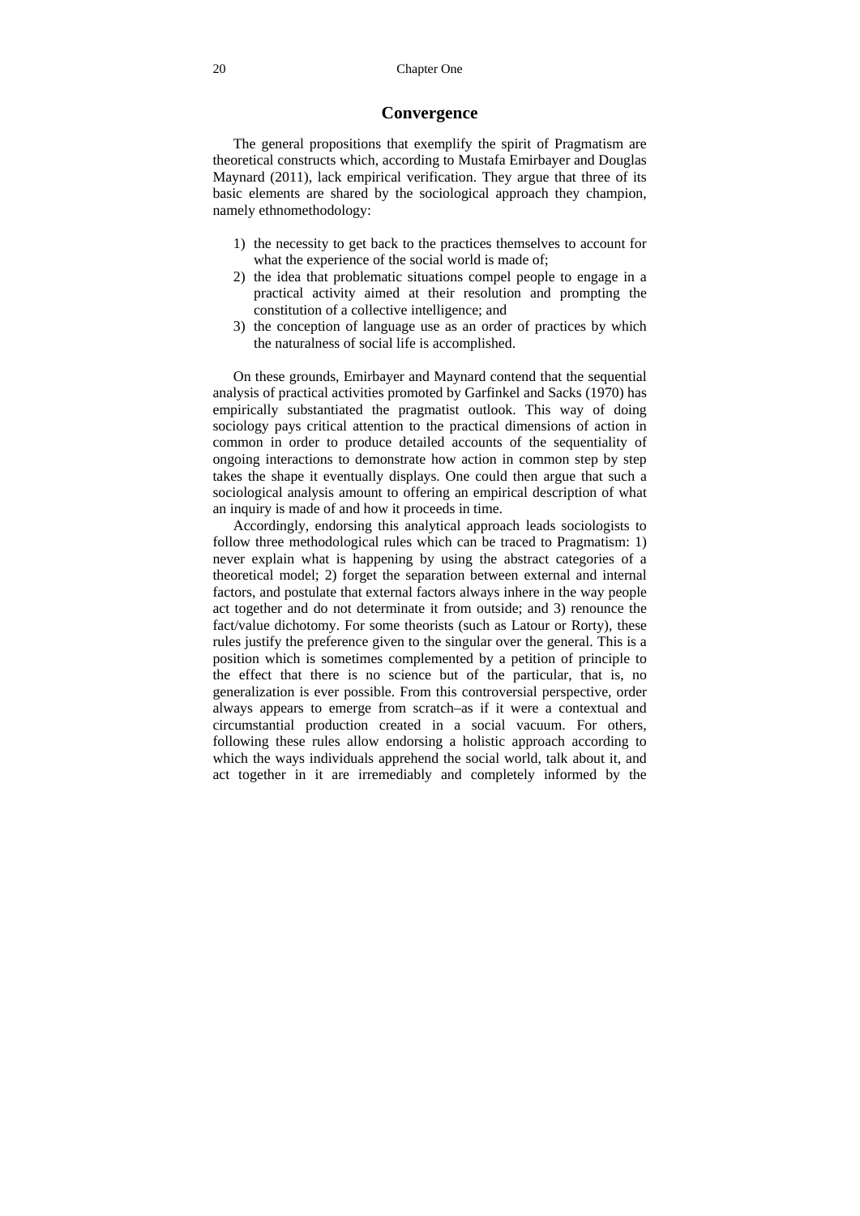## Convergence

The general propositions that exemplify the spirit of Pragmatism are theoretical constructs which, according to Mustafa Emirbayer and Douglas Maynard (2011), lack empirical verification. They argue that three of its basic elements are shared by the sociological approach they champion, namely ethnomethodology:

1) the necessity to get back to the practices themselves to account for what the experience of the social world is made of;
2) the idea that problematic situations compel people to engage in a practical activity aimed at their resolution and prompting the constitution of a collective intelligence; and
3) the conception of language use as an order of practices by which the naturalness of social life is accomplished.

On these grounds, Emirbayer and Maynard contend that the sequential analysis of practical activities promoted by Garfinkel and Sacks (1970) has empirically substantiated the pragmatist outlook. This way of doing sociology pays critical attention to the practical dimensions of action in common in order to produce detailed accounts of the sequentiality of ongoing interactions to demonstrate how action in common step by step takes the shape it eventually displays. One could then argue that such a sociological analysis amount to offering an empirical description of what an inquiry is made of and how it proceeds in time.

Accordingly, endorsing this analytical approach leads sociologists to follow three methodological rules which can be traced to Pragmatism: 1) never explain what is happening by using the abstract categories of a theoretical model; 2) forget the separation between external and internal factors, and postulate that external factors always inhere in the way people act together and do not determinate it from outside; and 3) renounce the fact/value dichotomy. For some theorists (such as Latour or Rorty), these rules justify the preference given to the singular over the general. This is a position which is sometimes complemented by a petition of principle to the effect that there is no science but of the particular, that is, no generalization is ever possible. From this controversial perspective, order always appears to emerge from scratch–as if it were a contextual and circumstantial production created in a social vacuum. For others, following these rules allow endorsing a holistic approach according to which the ways individuals apprehend the social world, talk about it, and act together in it are irremediably and completely informed by the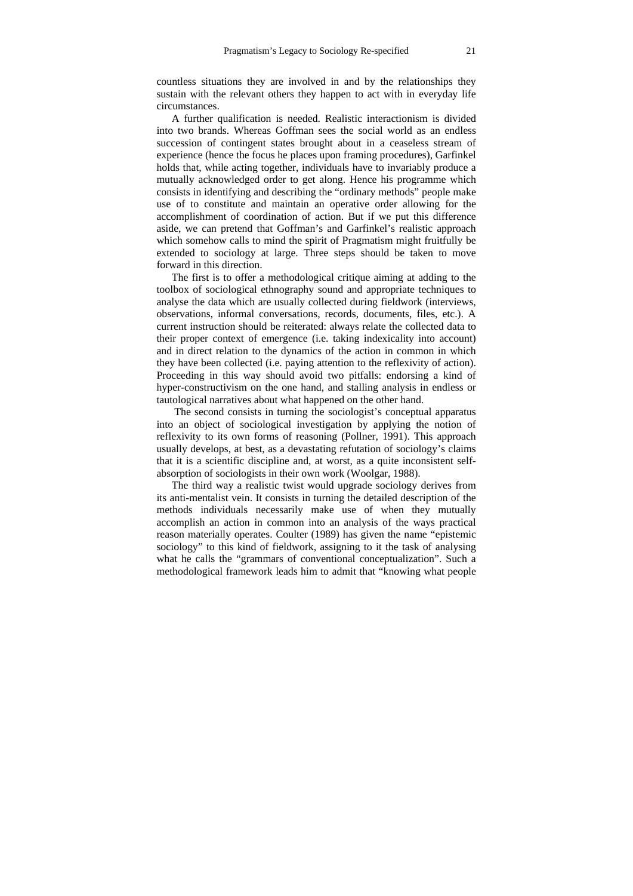countless situations they are involved in and by the relationships they sustain with the relevant others they happen to act with in everyday life circumstances.

A further qualification is needed. Realistic interactionism is divided into two brands. Whereas Goffman sees the social world as an endless succession of contingent states brought about in a ceaseless stream of experience (hence the focus he places upon framing procedures), Garfinkel holds that, while acting together, individuals have to invariably produce a mutually acknowledged order to get along. Hence his programme which consists in identifying and describing the "ordinary methods" people make use of to constitute and maintain an operative order allowing for the accomplishment of coordination of action. But if we put this difference aside, we can pretend that Goffman's and Garfinkel's realistic approach which somehow calls to mind the spirit of Pragmatism might fruitfully be extended to sociology at large. Three steps should be taken to move forward in this direction.

The first is to offer a methodological critique aiming at adding to the toolbox of sociological ethnography sound and appropriate techniques to analyse the data which are usually collected during fieldwork (interviews, observations, informal conversations, records, documents, files, etc.). A current instruction should be reiterated: always relate the collected data to their proper context of emergence (i.e. taking indexicality into account) and in direct relation to the dynamics of the action in common in which they have been collected (i.e. paying attention to the reflexivity of action). Proceeding in this way should avoid two pitfalls: endorsing a kind of hyper-constructivism on the one hand, and stalling analysis in endless or tautological narratives about what happened on the other hand.

The second consists in turning the sociologist's conceptual apparatus into an object of sociological investigation by applying the notion of reflexivity to its own forms of reasoning (Pollner, 1991). This approach usually develops, at best, as a devastating refutation of sociology's claims that it is a scientific discipline and, at worst, as a quite inconsistent self-absorption of sociologists in their own work (Woolgar, 1988).

The third way a realistic twist would upgrade sociology derives from its anti-mentalist vein. It consists in turning the detailed description of the methods individuals necessarily make use of when they mutually accomplish an action in common into an analysis of the ways practical reason materially operates. Coulter (1989) has given the name "epistemic sociology" to this kind of fieldwork, assigning to it the task of analysing what he calls the "grammars of conventional conceptualization". Such a methodological framework leads him to admit that "knowing what people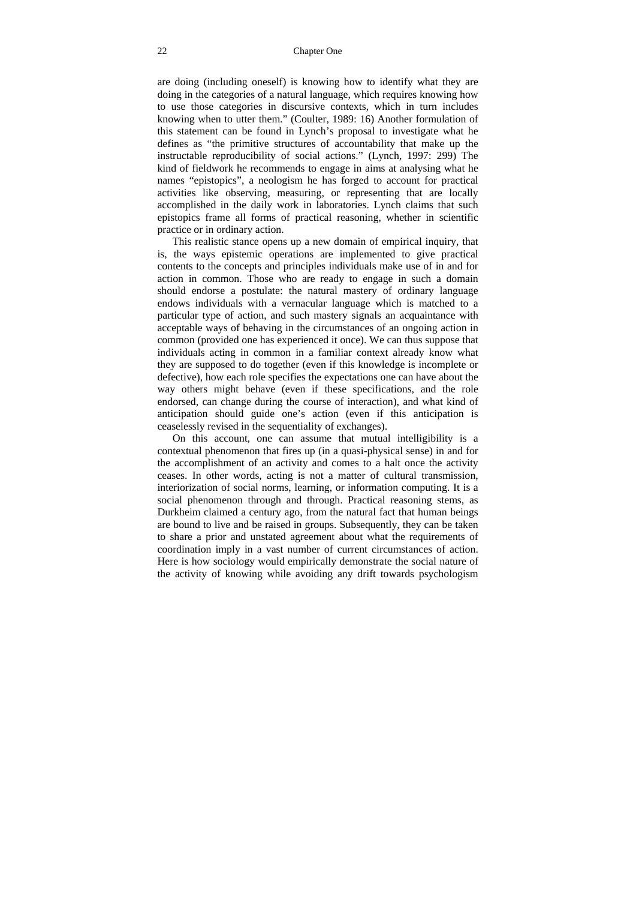are doing (including oneself) is knowing how to identify what they are doing in the categories of a natural language, which requires knowing how to use those categories in discursive contexts, which in turn includes knowing when to utter them." (Coulter, 1989: 16) Another formulation of this statement can be found in Lynch's proposal to investigate what he defines as "the primitive structures of accountability that make up the instructable reproducibility of social actions." (Lynch, 1997: 299) The kind of fieldwork he recommends to engage in aims at analysing what he names "epistopics", a neologism he has forged to account for practical activities like observing, measuring, or representing that are locally accomplished in the daily work in laboratories. Lynch claims that such epistopics frame all forms of practical reasoning, whether in scientific practice or in ordinary action.

This realistic stance opens up a new domain of empirical inquiry, that is, the ways epistemic operations are implemented to give practical contents to the concepts and principles individuals make use of in and for action in common. Those who are ready to engage in such a domain should endorse a postulate: the natural mastery of ordinary language endows individuals with a vernacular language which is matched to a particular type of action, and such mastery signals an acquaintance with acceptable ways of behaving in the circumstances of an ongoing action in common (provided one has experienced it once). We can thus suppose that individuals acting in common in a familiar context already know what they are supposed to do together (even if this knowledge is incomplete or defective), how each role specifies the expectations one can have about the way others might behave (even if these specifications, and the role endorsed, can change during the course of interaction), and what kind of anticipation should guide one's action (even if this anticipation is ceaselessly revised in the sequentiality of exchanges).

On this account, one can assume that mutual intelligibility is a contextual phenomenon that fires up (in a quasi-physical sense) in and for the accomplishment of an activity and comes to a halt once the activity ceases. In other words, acting is not a matter of cultural transmission, interiorization of social norms, learning, or information computing. It is a social phenomenon through and through. Practical reasoning stems, as Durkheim claimed a century ago, from the natural fact that human beings are bound to live and be raised in groups. Subsequently, they can be taken to share a prior and unstated agreement about what the requirements of coordination imply in a vast number of current circumstances of action. Here is how sociology would empirically demonstrate the social nature of the activity of knowing while avoiding any drift towards psychologism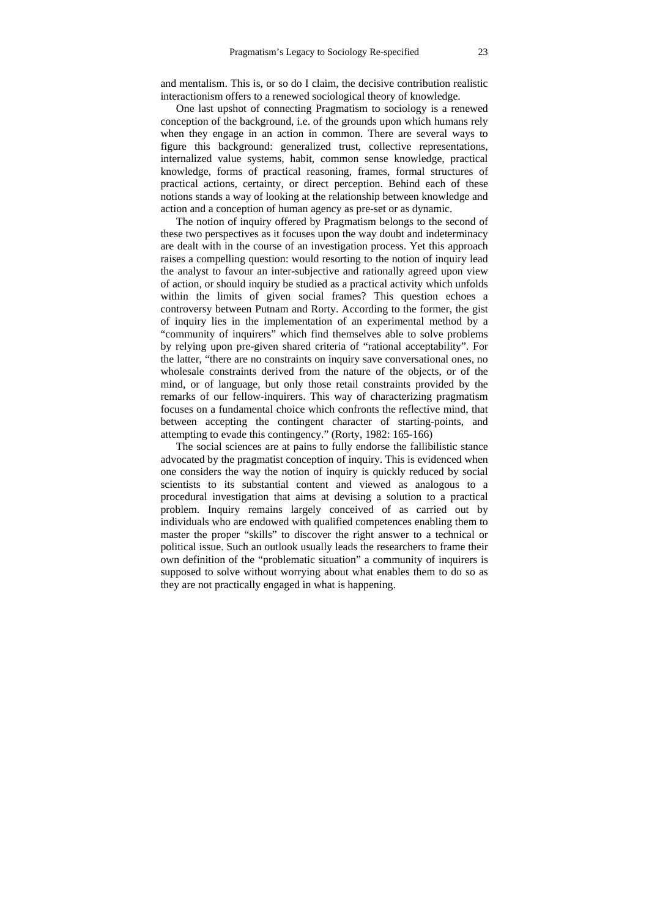and mentalism. This is, or so do I claim, the decisive contribution realistic interactionism offers to a renewed sociological theory of knowledge.

One last upshot of connecting Pragmatism to sociology is a renewed conception of the background, i.e. of the grounds upon which humans rely when they engage in an action in common. There are several ways to figure this background: generalized trust, collective representations, internalized value systems, habit, common sense knowledge, practical knowledge, forms of practical reasoning, frames, formal structures of practical actions, certainty, or direct perception. Behind each of these notions stands a way of looking at the relationship between knowledge and action and a conception of human agency as pre-set or as dynamic.

The notion of inquiry offered by Pragmatism belongs to the second of these two perspectives as it focuses upon the way doubt and indeterminacy are dealt with in the course of an investigation process. Yet this approach raises a compelling question: would resorting to the notion of inquiry lead the analyst to favour an inter-subjective and rationally agreed upon view of action, or should inquiry be studied as a practical activity which unfolds within the limits of given social frames? This question echoes a controversy between Putnam and Rorty. According to the former, the gist of inquiry lies in the implementation of an experimental method by a "community of inquirers" which find themselves able to solve problems by relying upon pre-given shared criteria of "rational acceptability". For the latter, "there are no constraints on inquiry save conversational ones, no wholesale constraints derived from the nature of the objects, or of the mind, or of language, but only those retail constraints provided by the remarks of our fellow-inquirers. This way of characterizing pragmatism focuses on a fundamental choice which confronts the reflective mind, that between accepting the contingent character of starting-points, and attempting to evade this contingency." (Rorty, 1982: 165-166)

The social sciences are at pains to fully endorse the fallibilistic stance advocated by the pragmatist conception of inquiry. This is evidenced when one considers the way the notion of inquiry is quickly reduced by social scientists to its substantial content and viewed as analogous to a procedural investigation that aims at devising a solution to a practical problem. Inquiry remains largely conceived of as carried out by individuals who are endowed with qualified competences enabling them to master the proper "skills" to discover the right answer to a technical or political issue. Such an outlook usually leads the researchers to frame their own definition of the "problematic situation" a community of inquirers is supposed to solve without worrying about what enables them to do so as they are not practically engaged in what is happening.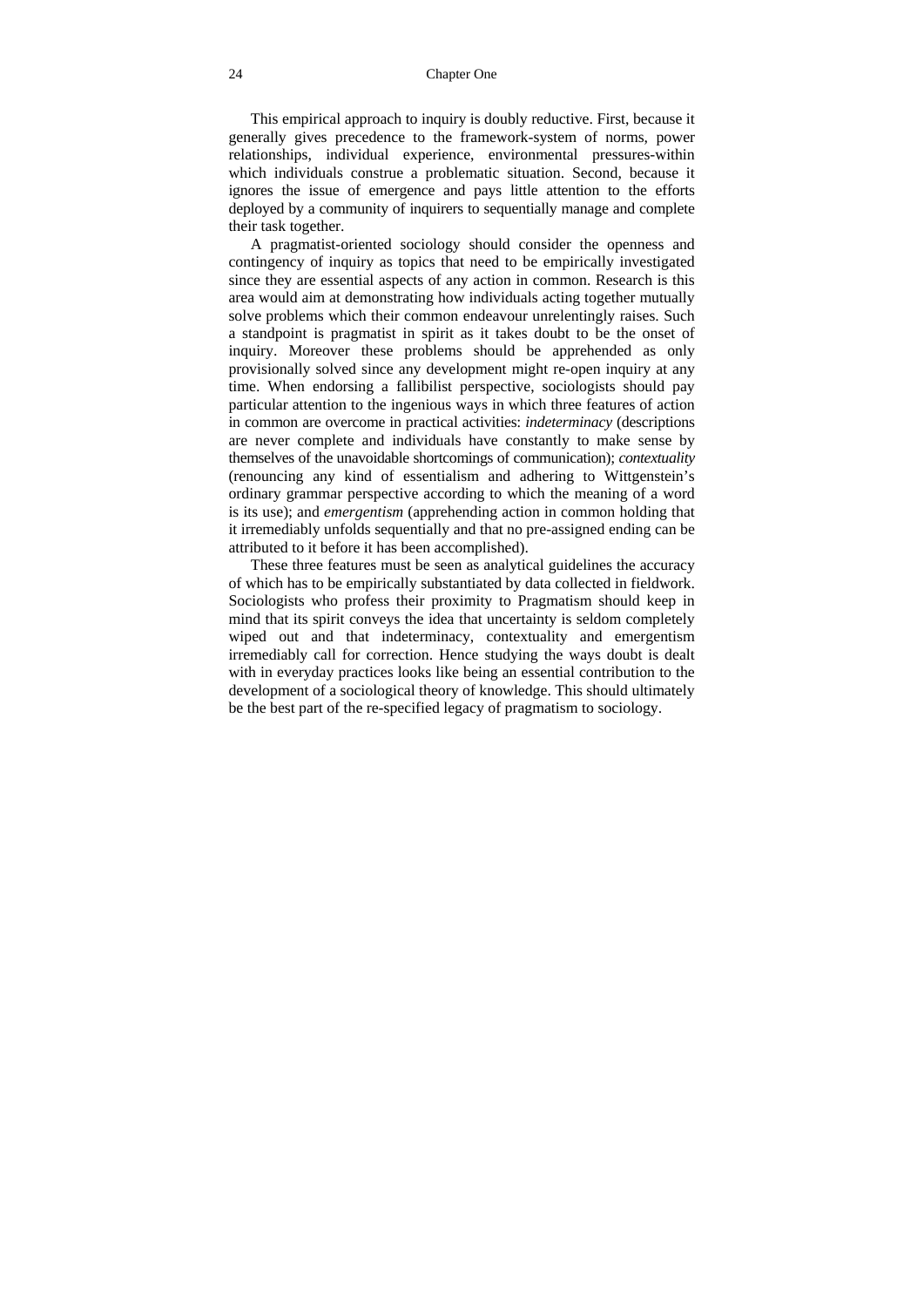This empirical approach to inquiry is doubly reductive. First, because it generally gives precedence to the framework-system of norms, power relationships, individual experience, environmental pressures-within which individuals construe a problematic situation. Second, because it ignores the issue of emergence and pays little attention to the efforts deployed by a community of inquirers to sequentially manage and complete their task together.

A pragmatist-oriented sociology should consider the openness and contingency of inquiry as topics that need to be empirically investigated since they are essential aspects of any action in common. Research is this area would aim at demonstrating how individuals acting together mutually solve problems which their common endeavour unrelentingly raises. Such a standpoint is pragmatist in spirit as it takes doubt to be the onset of inquiry. Moreover these problems should be apprehended as only provisionally solved since any development might re-open inquiry at any time. When endorsing a fallibilist perspective, sociologists should pay particular attention to the ingenious ways in which three features of action in common are overcome in practical activities: *indeterminacy* (descriptions are never complete and individuals have constantly to make sense by themselves of the unavoidable shortcomings of communication); *contextuality* (renouncing any kind of essentialism and adhering to Wittgenstein's ordinary grammar perspective according to which the meaning of a word is its use); and *emergentism* (apprehending action in common holding that it irremediably unfolds sequentially and that no pre-assigned ending can be attributed to it before it has been accomplished).

These three features must be seen as analytical guidelines the accuracy of which has to be empirically substantiated by data collected in fieldwork. Sociologists who profess their proximity to Pragmatism should keep in mind that its spirit conveys the idea that uncertainty is seldom completely wiped out and that indeterminacy, contextuality and emergentism irremediably call for correction. Hence studying the ways doubt is dealt with in everyday practices looks like being an essential contribution to the development of a sociological theory of knowledge. This should ultimately be the best part of the re-specified legacy of pragmatism to sociology.